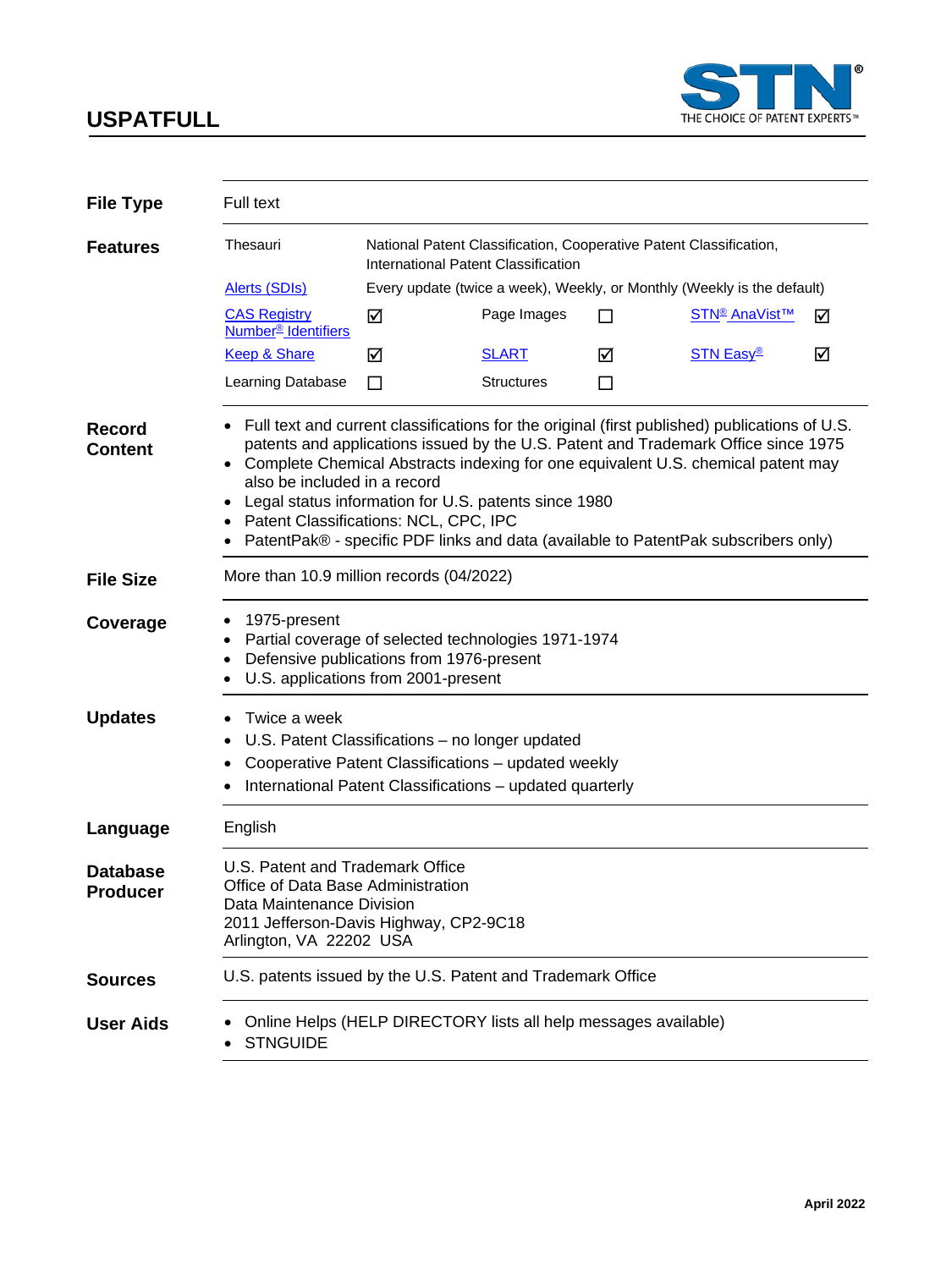# USPATFULL

STN® THE CHOICE OF PATENT EXPERTS™

## File Type

Full text

## Features

| | | | | | |
|---|---|---|---|---|---|
| Thesauri | National Patent Classification, Cooperative Patent Classification, International Patent Classification | | | | |
| Alerts (SDIs) | Every update (twice a week), Weekly, or Monthly (Weekly is the default) | | | | |
| CAS Registry Number® Identifiers | ☑ | Page Images | ☐ | STN® AnaVist™ | ☑ |
| Keep & Share | ☑ | SLART | ☑ | STN Easy® | ☑ |
| Learning Database | ☐ | Structures | ☐ | | |

## Record Content

- Full text and current classifications for the original (first published) publications of U.S. patents and applications issued by the U.S. Patent and Trademark Office since 1975
- Complete Chemical Abstracts indexing for one equivalent U.S. chemical patent may also be included in a record
- Legal status information for U.S. patents since 1980
- Patent Classifications: NCL, CPC, IPC
- PatentPak® - specific PDF links and data (available to PatentPak subscribers only)

## File Size

More than 10.9 million records (04/2022)

## Coverage

- 1975-present
- Partial coverage of selected technologies 1971-1974
- Defensive publications from 1976-present
- U.S. applications from 2001-present

## Updates

- Twice a week
- U.S. Patent Classifications – no longer updated
- Cooperative Patent Classifications – updated weekly
- International Patent Classifications – updated quarterly

## Language

English

## Database Producer

U.S. Patent and Trademark Office
Office of Data Base Administration
Data Maintenance Division
2011 Jefferson-Davis Highway, CP2-9C18
Arlington, VA 22202 USA

## Sources

U.S. patents issued by the U.S. Patent and Trademark Office

## User Aids

- Online Helps (HELP DIRECTORY lists all help messages available)
- STNGUIDE

April 2022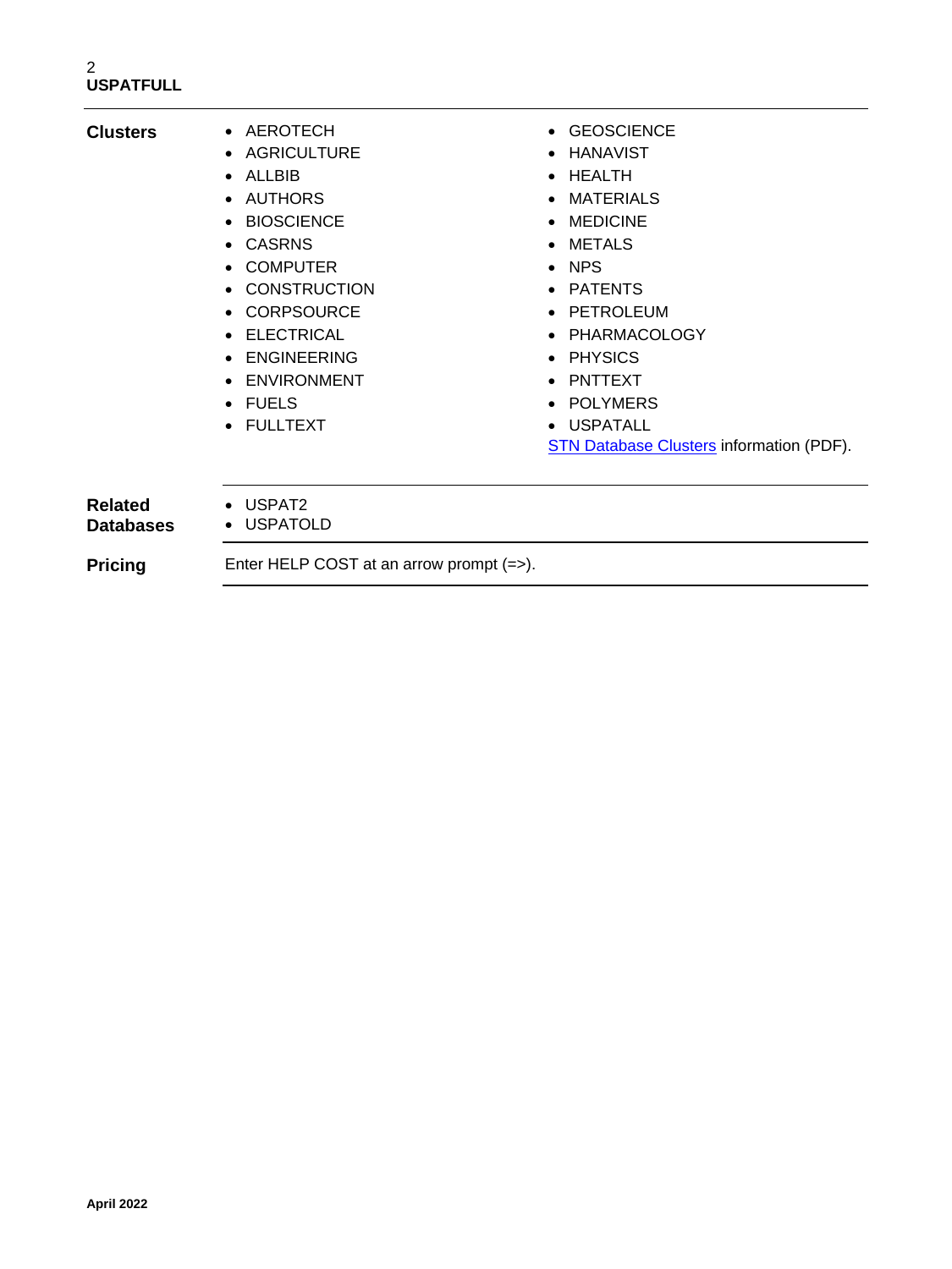**Clusters**

- AEROTECH
- AGRICULTURE
- ALLBIB
- AUTHORS
- BIOSCIENCE
- CASRNS
- COMPUTER
- CONSTRUCTION
- CORPSOURCE
- ELECTRICAL
- ENGINEERING
- ENVIRONMENT
- FUELS
- FULLTEXT
- GEOSCIENCE
- HANAVIST
- HEALTH
- MATERIALS
- MEDICINE
- METALS
- NPS
- PATENTS
- PETROLEUM
- PHARMACOLOGY
- PHYSICS
- PNTTEXT
- POLYMERS
- USPATALL

STN Database Clusters information (PDF).

**Related Databases**

- USPAT2
- USPATOLD

**Pricing**

Enter HELP COST at an arrow prompt (=>).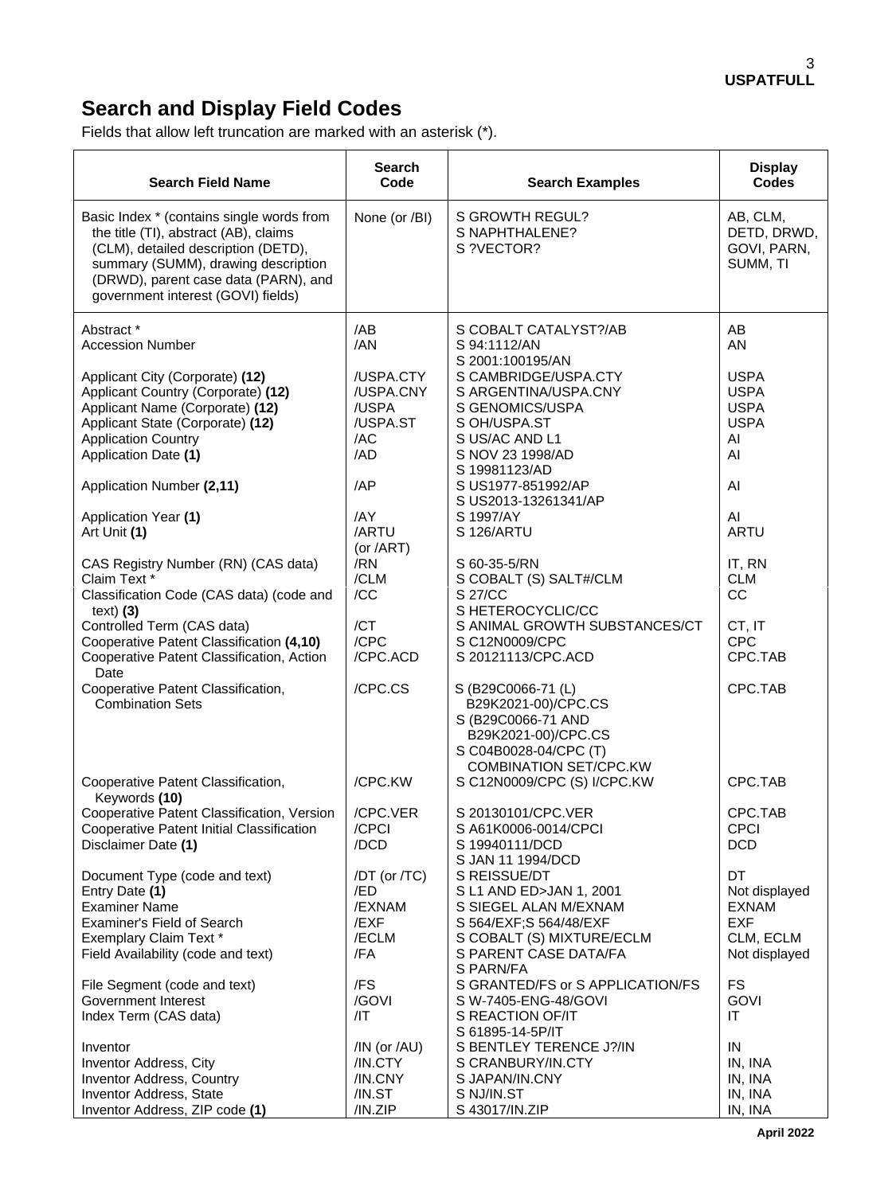## Search and Display Field Codes

Fields that allow left truncation are marked with an asterisk (*).

| Search Field Name | Search Code | Search Examples | Display Codes |
|---|---|---|---|
| Basic Index * (contains single words from the title (TI), abstract (AB), claims (CLM), detailed description (DETD), summary (SUMM), drawing description (DRWD), parent case data (PARN), and government interest (GOVI) fields) | None (or /BI) | S GROWTH REGUL?<br>S NAPHTHALENE?<br>S ?VECTOR? | AB, CLM, DETD, DRWD, GOVI, PARN, SUMM, TI |
| Abstract * | /AB | S COBALT CATALYST?/AB | AB |
| Accession Number | /AN | S 94:1112/AN<br>S 2001:100195/AN | AN |
| Applicant City (Corporate) **(12)** | /USPA.CTY | S CAMBRIDGE/USPA.CTY | USPA |
| Applicant Country (Corporate) **(12)** | /USPA.CNY | S ARGENTINA/USPA.CNY | USPA |
| Applicant Name (Corporate) **(12)** | /USPA | S GENOMICS/USPA | USPA |
| Applicant State (Corporate) **(12)** | /USPA.ST | S OH/USPA.ST | USPA |
| Application Country | /AC | S US/AC AND L1 | AI |
| Application Date **(1)** | /AD | S NOV 23 1998/AD<br>S 19981123/AD | AI |
| Application Number **(2,11)** | /AP | S US1977-851992/AP<br>S US2013-13261341/AP | AI |
| Application Year **(1)** | /AY | S 1997/AY | AI |
| Art Unit **(1)** | /ARTU (or /ART) | S 126/ARTU | ARTU |
| CAS Registry Number (RN) (CAS data) | /RN | S 60-35-5/RN | IT, RN |
| Claim Text * | /CLM | S COBALT (S) SALT#/CLM | CLM |
| Classification Code (CAS data) (code and text) **(3)** | /CC | S 27/CC<br>S HETEROCYCLIC/CC | CC |
| Controlled Term (CAS data) | /CT | S ANIMAL GROWTH SUBSTANCES/CT | CT, IT |
| Cooperative Patent Classification **(4,10)** | /CPC | S C12N0009/CPC | CPC |
| Cooperative Patent Classification, Action Date | /CPC.ACD | S 20121113/CPC.ACD | CPC.TAB |
| Cooperative Patent Classification, Combination Sets | /CPC.CS | S (B29C0066-71 (L) B29K2021-00)/CPC.CS<br>S (B29C0066-71 AND B29K2021-00)/CPC.CS<br>S C04B0028-04/CPC (T) COMBINATION SET/CPC.KW | CPC.TAB |
| Cooperative Patent Classification, Keywords **(10)** | /CPC.KW | S C12N0009/CPC (S) I/CPC.KW | CPC.TAB |
| Cooperative Patent Classification, Version | /CPC.VER | S 20130101/CPC.VER | CPC.TAB |
| Cooperative Patent Initial Classification | /CPCI | S A61K0006-0014/CPCI | CPCI |
| Disclaimer Date **(1)** | /DCD | S 19940111/DCD<br>S JAN 11 1994/DCD | DCD |
| Document Type (code and text) | /DT (or /TC) | S REISSUE/DT | DT |
| Entry Date **(1)** | /ED | S L1 AND ED>JAN 1, 2001 | Not displayed |
| Examiner Name | /EXNAM | S SIEGEL ALAN M/EXNAM | EXNAM |
| Examiner's Field of Search | /EXF | S 564/EXF;S 564/48/EXF | EXF |
| Exemplary Claim Text * | /ECLM | S COBALT (S) MIXTURE/ECLM | CLM, ECLM |
| Field Availability (code and text) | /FA | S PARENT CASE DATA/FA<br>S PARN/FA | Not displayed |
| File Segment (code and text) | /FS | S GRANTED/FS or S APPLICATION/FS | FS |
| Government Interest | /GOVI | S W-7405-ENG-48/GOVI | GOVI |
| Index Term (CAS data) | /IT | S REACTION OF/IT<br>S 61895-14-5P/IT | IT |
| Inventor | /IN (or /AU) | S BENTLEY TERENCE J?/IN | IN |
| Inventor Address, City | /IN.CTY | S CRANBURY/IN.CTY | IN, INA |
| Inventor Address, Country | /IN.CNY | S JAPAN/IN.CNY | IN, INA |
| Inventor Address, State | /IN.ST | S NJ/IN.ST | IN, INA |
| Inventor Address, ZIP code **(1)** | /IN.ZIP | S 43017/IN.ZIP | IN, INA |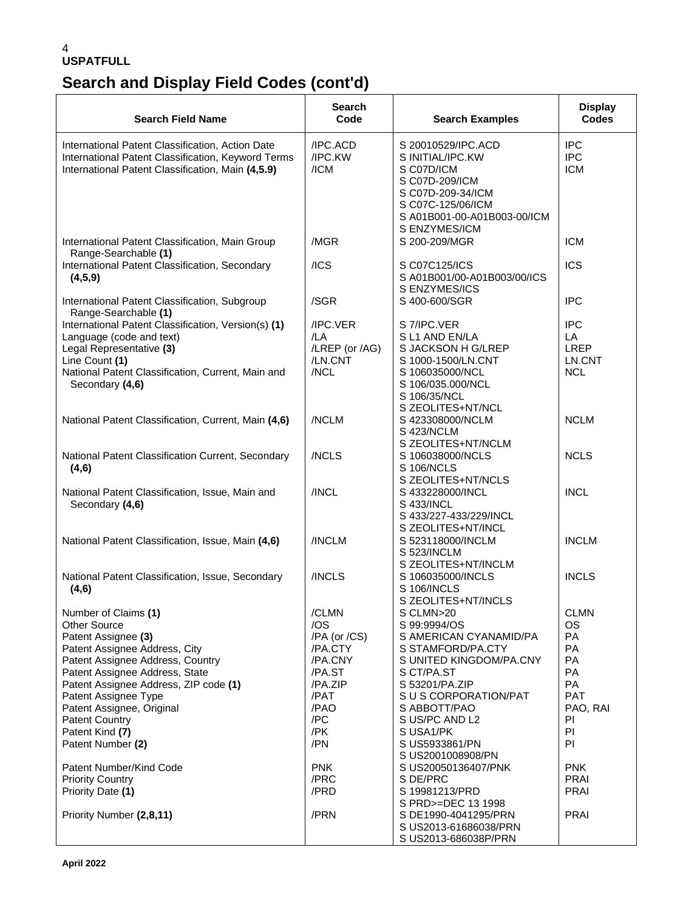**USPATFULL**

# Search and Display Field Codes (cont'd)

| Search Field Name | Search Code | Search Examples | Display Codes |
|---|---|---|---|
| International Patent Classification, Action Date | /IPC.ACD | S 20010529/IPC.ACD | IPC |
| International Patent Classification, Keyword Terms | /IPC.KW | S INITIAL/IPC.KW | IPC |
| International Patent Classification, Main **(4,5.9)** | /ICM | S C07D/ICM<br>S C07D-209/ICM<br>S C07D-209-34/ICM<br>S C07C-125/06/ICM<br>S A01B001-00-A01B003-00/ICM<br>S ENZYMES/ICM | ICM |
| International Patent Classification, Main Group Range-Searchable **(1)** | /MGR | S 200-209/MGR | ICM |
| International Patent Classification, Secondary **(4,5,9)** | /ICS | S C07C125/ICS<br>S A01B001/00-A01B003/00/ICS<br>S ENZYMES/ICS | ICS |
| International Patent Classification, Subgroup Range-Searchable **(1)** | /SGR | S 400-600/SGR | IPC |
| International Patent Classification, Version(s) **(1)** | /IPC.VER | S 7/IPC.VER | IPC |
| Language (code and text) | /LA | S L1 AND EN/LA | LA |
| Legal Representative **(3)** | /LREP (or /AG) | S JACKSON H G/LREP | LREP |
| Line Count **(1)** | /LN.CNT | S 1000-1500/LN.CNT | LN.CNT |
| National Patent Classification, Current, Main and Secondary **(4,6)** | /NCL | S 106035000/NCL<br>S 106/035.000/NCL<br>S 106/35/NCL<br>S ZEOLITES+NT/NCL | NCL |
| National Patent Classification, Current, Main **(4,6)** | /NCLM | S 423308000/NCLM<br>S 423/NCLM<br>S ZEOLITES+NT/NCLM | NCLM |
| National Patent Classification Current, Secondary **(4,6)** | /NCLS | S 106038000/NCLS<br>S 106/NCLS<br>S ZEOLITES+NT/NCLS | NCLS |
| National Patent Classification, Issue, Main and Secondary **(4,6)** | /INCL | S 433228000/INCL<br>S 433/INCL<br>S 433/227-433/229/INCL<br>S ZEOLITES+NT/INCL | INCL |
| National Patent Classification, Issue, Main **(4,6)** | /INCLM | S 523118000/INCLM<br>S 523/INCLM<br>S ZEOLITES+NT/INCLM | INCLM |
| National Patent Classification, Issue, Secondary **(4,6)** | /INCLS | S 106035000/INCLS<br>S 106/INCLS<br>S ZEOLITES+NT/INCLS | INCLS |
| Number of Claims **(1)** | /CLMN | S CLMN>20 | CLMN |
| Other Source | /OS | S 99:9994/OS | OS |
| Patent Assignee **(3)** | /PA (or /CS) | S AMERICAN CYANAMID/PA | PA |
| Patent Assignee Address, City | /PA.CTY | S STAMFORD/PA.CTY | PA |
| Patent Assignee Address, Country | /PA.CNY | S UNITED KINGDOM/PA.CNY | PA |
| Patent Assignee Address, State | /PA.ST | S CT/PA.ST | PA |
| Patent Assignee Address, ZIP code **(1)** | /PA.ZIP | S 53201/PA.ZIP | PA |
| Patent Assignee Type | /PAT | S U S CORPORATION/PAT | PAT |
| Patent Assignee, Original | /PAO | S ABBOTT/PAO | PAO, RAI |
| Patent Country | /PC | S US/PC AND L2 | PI |
| Patent Kind **(7)** | /PK | S USA1/PK | PI |
| Patent Number **(2)** | /PN | S US5933861/PN<br>S US2001008908/PN | PI |
| Patent Number/Kind Code | PNK | S US20050136407/PNK | PNK |
| Priority Country | /PRC | S DE/PRC | PRAI |
| Priority Date **(1)** | /PRD | S 19981213/PRD<br>S PRD>=DEC 13 1998 | PRAI |
| Priority Number **(2,8,11)** | /PRN | S DE1990-4041295/PRN<br>S US2013-61686038/PRN<br>S US2013-686038P/PRN | PRAI |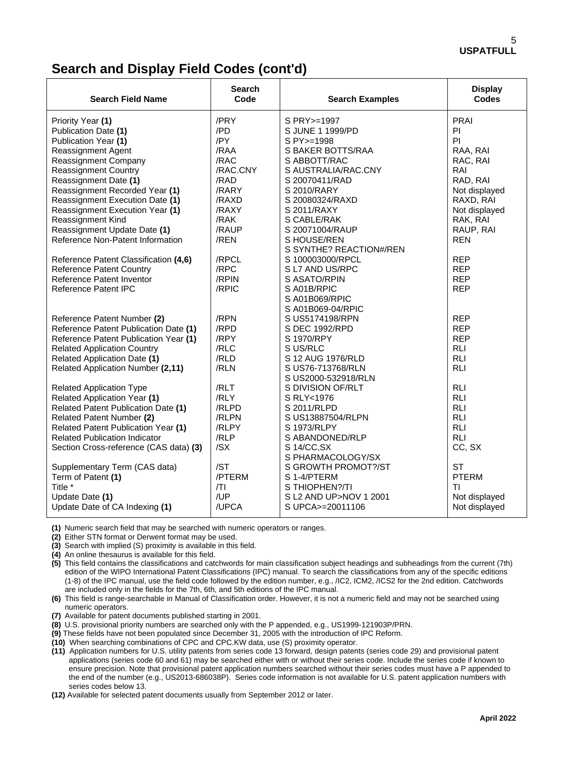## Search and Display Field Codes (cont'd)

| Search Field Name | Search Code | Search Examples | Display Codes |
|---|---|---|---|
| Priority Year **(1)** | /PRY | S PRY>=1997 | PRAI |
| Publication Date **(1)** | /PD | S JUNE 1 1999/PD | PI |
| Publication Year **(1)** | /PY | S PY>=1998 | PI |
| Reassignment Agent | /RAA | S BAKER BOTTS/RAA | RAA, RAI |
| Reassignment Company | /RAC | S ABBOTT/RAC | RAC, RAI |
| Reassignment Country | /RAC.CNY | S AUSTRALIA/RAC.CNY | RAI |
| Reassignment Date **(1)** | /RAD | S 20070411/RAD | RAD, RAI |
| Reassignment Recorded Year **(1)** | /RARY | S 2010/RARY | Not displayed |
| Reassignment Execution Date **(1)** | /RAXD | S 20080324/RAXD | RAXD, RAI |
| Reassignment Execution Year **(1)** | /RAXY | S 2011/RAXY | Not displayed |
| Reassignment Kind | /RAK | S CABLE/RAK | RAK, RAI |
| Reassignment Update Date **(1)** | /RAUP | S 20071004/RAUP | RAUP, RAI |
| Reference Non-Patent Information | /REN | S HOUSE/REN<br>S SYNTHE? REACTION#/REN | REN |
| Reference Patent Classification **(4,6)** | /RPCL | S 100003000/RPCL | REP |
| Reference Patent Country | /RPC | S L7 AND US/RPC | REP |
| Reference Patent Inventor | /RPIN | S ASATO/RPIN | REP |
| Reference Patent IPC | /RPIC | S A01B/RPIC<br>S A01B069/RPIC<br>S A01B069-04/RPIC | REP |
| Reference Patent Number **(2)** | /RPN | S US5174198/RPN | REP |
| Reference Patent Publication Date **(1)** | /RPD | S DEC 1992/RPD | REP |
| Reference Patent Publication Year **(1)** | /RPY | S 1970/RPY | REP |
| Related Application Country | /RLC | S US/RLC | RLI |
| Related Application Date **(1)** | /RLD | S 12 AUG 1976/RLD | RLI |
| Related Application Number **(2,11)** | /RLN | S US76-713768/RLN<br>S US2000-532918/RLN | RLI |
| Related Application Type | /RLT | S DIVISION OF/RLT | RLI |
| Related Application Year **(1)** | /RLY | S RLY<1976 | RLI |
| Related Patent Publication Date **(1)** | /RLPD | S 2011/RLPD | RLI |
| Related Patent Number **(2)** | /RLPN | S US13887504/RLPN | RLI |
| Related Patent Publication Year **(1)** | /RLPY | S 1973/RLPY | RLI |
| Related Publication Indicator | /RLP | S ABANDONED/RLP | RLI |
| Section Cross-reference (CAS data) **(3)** | /SX | S 14/CC,SX<br>S PHARMACOLOGY/SX | CC, SX |
| Supplementary Term (CAS data) | /ST | S GROWTH PROMOT?/ST | ST |
| Term of Patent **(1)** | /PTERM | S 1-4/PTERM | PTERM |
| Title * | /TI | S THIOPHEN?/TI | TI |
| Update Date **(1)** | /UP | S L2 AND UP>NOV 1 2001 | Not displayed |
| Update Date of CA Indexing **(1)** | /UPCA | S UPCA>=20011106 | Not displayed |

**(1)** Numeric search field that may be searched with numeric operators or ranges.

**(2)** Either STN format or Derwent format may be used.

**(3)** Search with implied (S) proximity is available in this field.

**(4)** An online thesaurus is available for this field.

**(5)** This field contains the classifications and catchwords for main classification subject headings and subheadings from the current (7th) edition of the WIPO International Patent Classifications (IPC) manual. To search the classifications from any of the specific editions (1-8) of the IPC manual, use the field code followed by the edition number, e.g., /IC2, ICM2, /ICS2 for the 2nd edition. Catchwords are included only in the fields for the 7th, 6th, and 5th editions of the IPC manual.

**(6)** This field is range-searchable in Manual of Classification order. However, it is not a numeric field and may not be searched using numeric operators.

**(7)** Available for patent documents published starting in 2001.

**(8)** U.S. provisional priority numbers are searched only with the P appended, e.g., US1999-121903P/PRN.

**(9)** These fields have not been populated since December 31, 2005 with the introduction of IPC Reform.

**(10)** When searching combinations of CPC and CPC.KW data, use (S) proximity operator.

**(11)** Application numbers for U.S. utility patents from series code 13 forward, design patents (series code 29) and provisional patent applications (series code 60 and 61) may be searched either with or without their series code. Include the series code if known to ensure precision. Note that provisional patent application numbers searched without their series codes must have a P appended to the end of the number (e.g., US2013-686038P). Series code information is not available for U.S. patent application numbers with series codes below 13.

**(12)** Available for selected patent documents usually from September 2012 or later.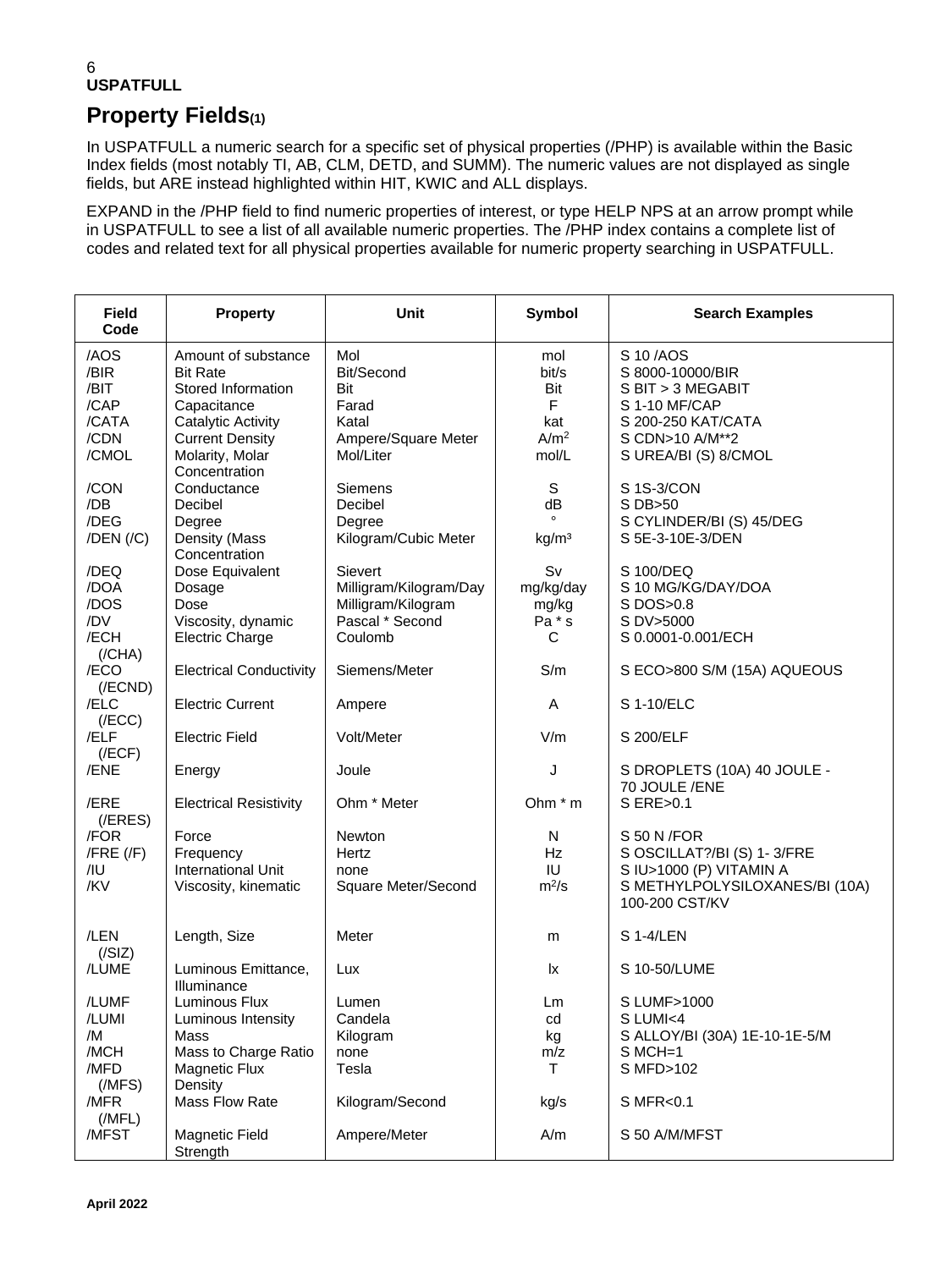## Property Fields(1)

In USPATFULL a numeric search for a specific set of physical properties (/PHP) is available within the Basic Index fields (most notably TI, AB, CLM, DETD, and SUMM). The numeric values are not displayed as single fields, but ARE instead highlighted within HIT, KWIC and ALL displays.

EXPAND in the /PHP field to find numeric properties of interest, or type HELP NPS at an arrow prompt while in USPATFULL to see a list of all available numeric properties. The /PHP index contains a complete list of codes and related text for all physical properties available for numeric property searching in USPATFULL.

| Field Code | Property | Unit | Symbol | Search Examples |
|---|---|---|---|---|
| /AOS | Amount of substance | Mol | mol | S 10 /AOS |
| /BIR | Bit Rate | Bit/Second | bit/s | S 8000-10000/BIR |
| /BIT | Stored Information | Bit | Bit | S BIT > 3 MEGABIT |
| /CAP | Capacitance | Farad | F | S 1-10 MF/CAP |
| /CATA | Catalytic Activity | Katal | kat | S 200-250 KAT/CATA |
| /CDN | Current Density | Ampere/Square Meter | $A/m^2$ | S CDN>10 A/M**2 |
| /CMOL | Molarity, Molar Concentration | Mol/Liter | mol/L | S UREA/BI (S) 8/CMOL |
| /CON | Conductance | Siemens | S | S 1S-3/CON |
| /DB | Decibel | Decibel | dB | S DB>50 |
| /DEG | Degree | Degree | ° | S CYLINDER/BI (S) 45/DEG |
| /DEN (/C) | Density (Mass Concentration | Kilogram/Cubic Meter | $kg/m^3$ | S 5E-3-10E-3/DEN |
| /DEQ | Dose Equivalent | Sievert | Sv | S 100/DEQ |
| /DOA | Dosage | Milligram/Kilogram/Day | mg/kg/day | S 10 MG/KG/DAY/DOA |
| /DOS | Dose | Milligram/Kilogram | mg/kg | S DOS>0.8 |
| /DV | Viscosity, dynamic | Pascal * Second | Pa * s | S DV>5000 |
| /ECH (/CHA) | Electric Charge | Coulomb | C | S 0.0001-0.001/ECH |
| /ECO (/ECND) | Electrical Conductivity | Siemens/Meter | S/m | S ECO>800 S/M (15A) AQUEOUS |
| /ELC (/ECC) | Electric Current | Ampere | A | S 1-10/ELC |
| /ELF (/ECF) | Electric Field | Volt/Meter | V/m | S 200/ELF |
| /ENE | Energy | Joule | J | S DROPLETS (10A) 40 JOULE - 70 JOULE /ENE |
| /ERE (/ERES) | Electrical Resistivity | Ohm * Meter | Ohm * m | S ERE>0.1 |
| /FOR | Force | Newton | N | S 50 N /FOR |
| /FRE (/F) | Frequency | Hertz | Hz | S OSCILLAT?/BI (S) 1- 3/FRE |
| /IU | International Unit | none | IU | S IU>1000 (P) VITAMIN A |
| /KV | Viscosity, kinematic | Square Meter/Second | $m^2/s$ | S METHYLPOLYSILOXANES/BI (10A) 100-200 CST/KV |
| /LEN (/SIZ) | Length, Size | Meter | m | S 1-4/LEN |
| /LUME | Luminous Emittance, Illuminance | Lux | lx | S 10-50/LUME |
| /LUMF | Luminous Flux | Lumen | Lm | S LUMF>1000 |
| /LUMI | Luminous Intensity | Candela | cd | S LUMI<4 |
| /M | Mass | Kilogram | kg | S ALLOY/BI (30A) 1E-10-1E-5/M |
| /MCH | Mass to Charge Ratio | none | m/z | S MCH=1 |
| /MFD (/MFS) | Magnetic Flux Density | Tesla | T | S MFD>102 |
| /MFR (/MFL) | Mass Flow Rate | Kilogram/Second | kg/s | S MFR<0.1 |
| /MFST | Magnetic Field Strength | Ampere/Meter | A/m | S 50 A/M/MFST |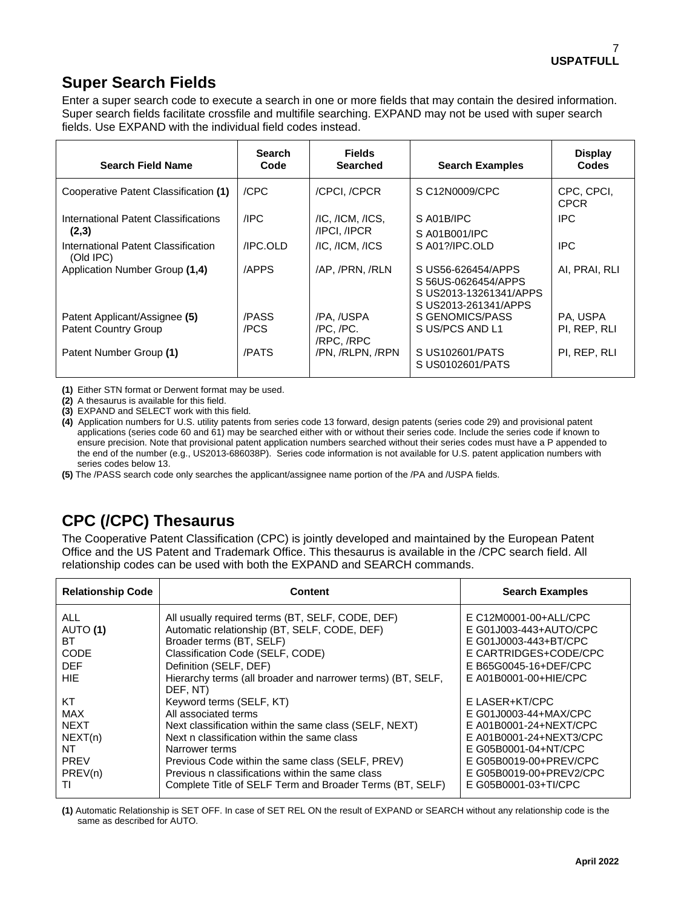## Super Search Fields

Enter a super search code to execute a search in one or more fields that may contain the desired information. Super search fields facilitate crossfile and multifile searching. EXPAND may not be used with super search fields. Use EXPAND with the individual field codes instead.

| Search Field Name | Search Code | Fields Searched | Search Examples | Display Codes |
|---|---|---|---|---|
| Cooperative Patent Classification **(1)** | /CPC | /CPCI, /CPCR | S C12N0009/CPC | CPC, CPCI, CPCR |
| International Patent Classifications **(2,3)** | /IPC | /IC, /ICM, /ICS, /IPCI, /IPCR | S A01B/IPC<br>S A01B001/IPC | IPC |
| International Patent Classification (Old IPC) | /IPC.OLD | /IC, /ICM, /ICS | S A01?/IPC.OLD | IPC |
| Application Number Group **(1,4)** | /APPS | /AP, /PRN, /RLN | S US56-626454/APPS<br>S 56US-0626454/APPS<br>S US2013-13261341/APPS<br>S US2013-261341/APPS | AI, PRAI, RLI |
| Patent Applicant/Assignee **(5)** | /PASS | /PA, /USPA | S GENOMICS/PASS | PA, USPA |
| Patent Country Group | /PCS | /PC, /PC. /RPC, /RPC | S US/PCS AND L1 | PI, REP, RLI |
| Patent Number Group **(1)** | /PATS | /PN, /RLPN, /RPN | S US102601/PATS<br>S US0102601/PATS | PI, REP, RLI |

**(1)** Either STN format or Derwent format may be used.
**(2)** A thesaurus is available for this field.
**(3)** EXPAND and SELECT work with this field.
**(4)** Application numbers for U.S. utility patents from series code 13 forward, design patents (series code 29) and provisional patent applications (series code 60 and 61) may be searched either with or without their series code. Include the series code if known to ensure precision. Note that provisional patent application numbers searched without their series codes must have a P appended to the end of the number (e.g., US2013-686038P). Series code information is not available for U.S. patent application numbers with series codes below 13.
**(5)** The /PASS search code only searches the applicant/assignee name portion of the /PA and /USPA fields.

## CPC (/CPC) Thesaurus

The Cooperative Patent Classification (CPC) is jointly developed and maintained by the European Patent Office and the US Patent and Trademark Office. This thesaurus is available in the /CPC search field. All relationship codes can be used with both the EXPAND and SEARCH commands.

| Relationship Code | Content | Search Examples |
|---|---|---|
| ALL | All usually required terms (BT, SELF, CODE, DEF) | E C12M0001-00+ALL/CPC |
| AUTO **(1)** | Automatic relationship (BT, SELF, CODE, DEF) | E G01J003-443+AUTO/CPC |
| BT | Broader terms (BT, SELF) | E G01J0003-443+BT/CPC |
| CODE | Classification Code (SELF, CODE) | E CARTRIDGES+CODE/CPC |
| DEF | Definition (SELF, DEF) | E B65G0045-16+DEF/CPC |
| HIE | Hierarchy terms (all broader and narrower terms) (BT, SELF, DEF, NT) | E A01B0001-00+HIE/CPC |
| KT | Keyword terms (SELF, KT) | E LASER+KT/CPC |
| MAX | All associated terms | E G01J0003-44+MAX/CPC |
| NEXT | Next classification within the same class (SELF, NEXT) | E A01B0001-24+NEXT/CPC |
| NEXT(n) | Next n classification within the same class | E A01B0001-24+NEXT3/CPC |
| NT | Narrower terms | E G05B0001-04+NT/CPC |
| PREV | Previous Code within the same class (SELF, PREV) | E G05B0019-00+PREV/CPC |
| PREV(n) | Previous n classifications within the same class | E G05B0019-00+PREV2/CPC |
| TI | Complete Title of SELF Term and Broader Terms (BT, SELF) | E G05B0001-03+TI/CPC |

**(1)** Automatic Relationship is SET OFF. In case of SET REL ON the result of EXPAND or SEARCH without any relationship code is the same as described for AUTO.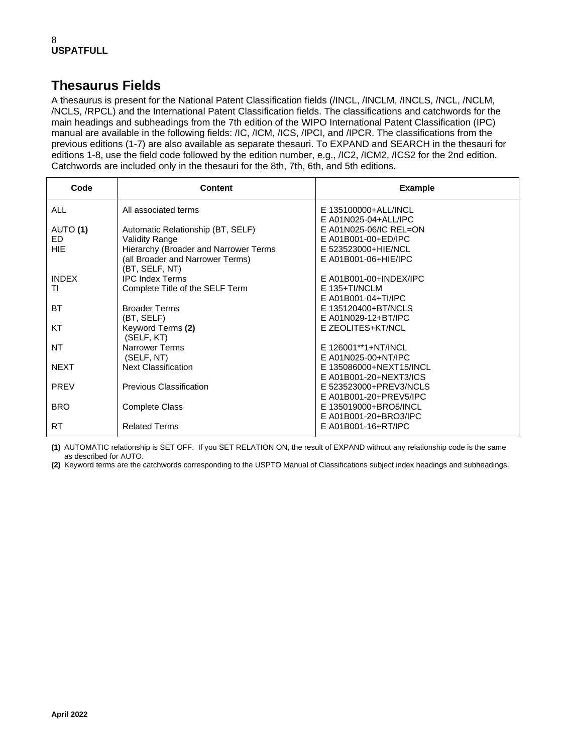## Thesaurus Fields

A thesaurus is present for the National Patent Classification fields (/INCL, /INCLM, /INCLS, /NCL, /NCLM, /NCLS, /RPCL) and the International Patent Classification fields. The classifications and catchwords for the main headings and subheadings from the 7th edition of the WIPO International Patent Classification (IPC) manual are available in the following fields: /IC, /ICM, /ICS, /IPCI, and /IPCR. The classifications from the previous editions (1-7) are also available as separate thesauri. To EXPAND and SEARCH in the thesauri for editions 1-8, use the field code followed by the edition number, e.g., /IC2, /ICM2, /ICS2 for the 2nd edition. Catchwords are included only in the thesauri for the 8th, 7th, 6th, and 5th editions.

| Code | Content | Example |
|---|---|---|
| ALL | All associated terms | E 135100000+ALL/INCL<br>E A01N025-04+ALL/IPC |
| AUTO **(1)** | Automatic Relationship (BT, SELF) | E A01N025-06/IC REL=ON |
| ED | Validity Range | E A01B001-00+ED/IPC |
| HIE | Hierarchy (Broader and Narrower Terms (all Broader and Narrower Terms) (BT, SELF, NT) | E 523523000+HIE/NCL<br>E A01B001-06+HIE/IPC |
| INDEX | IPC Index Terms | E A01B001-00+INDEX/IPC |
| TI | Complete Title of the SELF Term | E 135+TI/NCLM<br>E A01B001-04+TI/IPC |
| BT | Broader Terms (BT, SELF) | E 135120400+BT/NCLS<br>E A01N029-12+BT/IPC |
| KT | Keyword Terms **(2)** (SELF, KT) | E ZEOLITES+KT/NCL |
| NT | Narrower Terms (SELF, NT) | E 126001**1+NT/INCL<br>E A01N025-00+NT/IPC |
| NEXT | Next Classification | E 135086000+NEXT15/INCL<br>E A01B001-20+NEXT3/ICS |
| PREV | Previous Classification | E 523523000+PREV3/NCLS<br>E A01B001-20+PREV5/IPC |
| BRO | Complete Class | E 135019000+BRO5/INCL<br>E A01B001-20+BRO3/IPC |
| RT | Related Terms | E A01B001-16+RT/IPC |

**(1)** AUTOMATIC relationship is SET OFF. If you SET RELATION ON, the result of EXPAND without any relationship code is the same as described for AUTO.

**(2)** Keyword terms are the catchwords corresponding to the USPTO Manual of Classifications subject index headings and subheadings.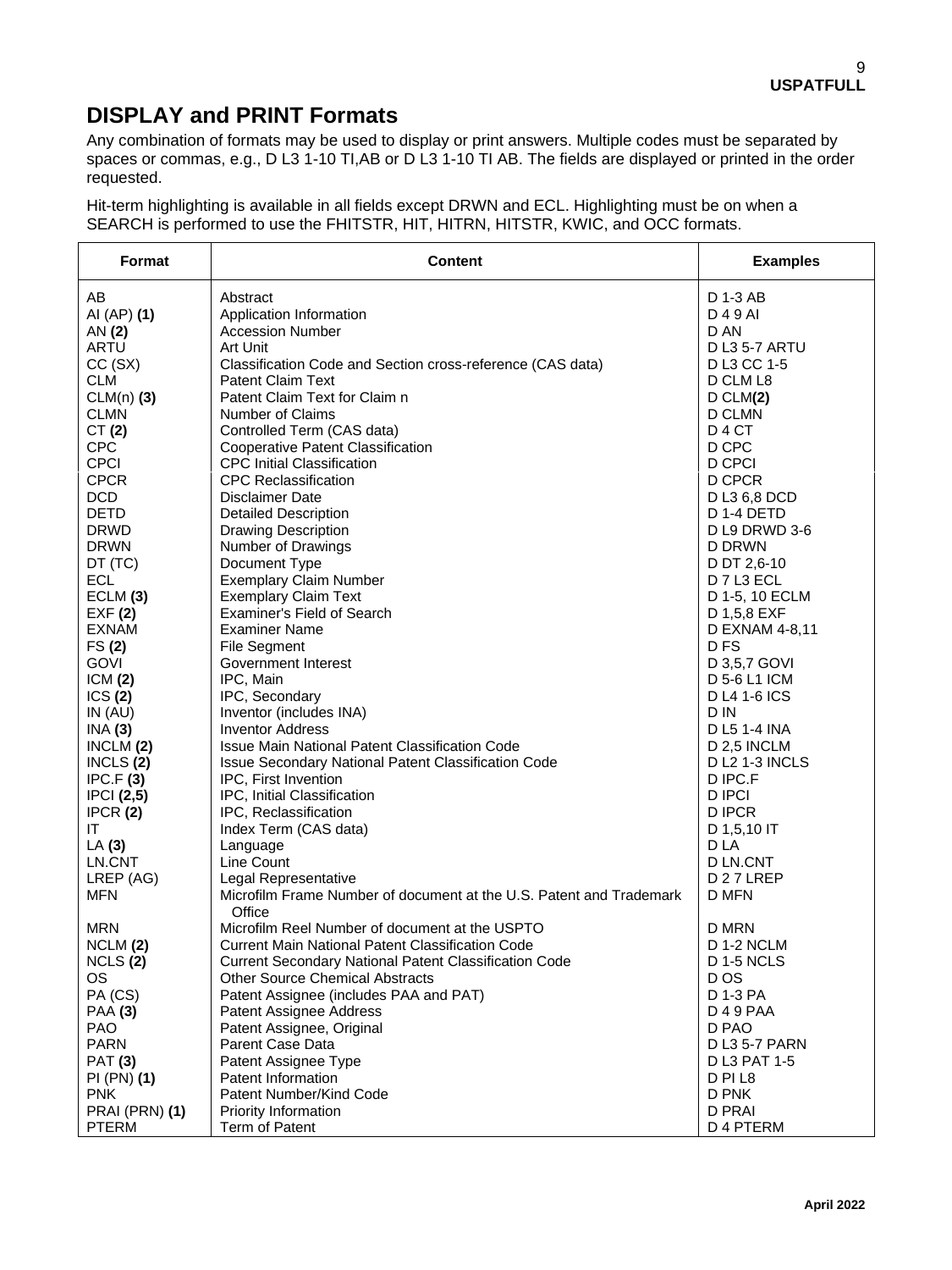# DISPLAY and PRINT Formats

Any combination of formats may be used to display or print answers. Multiple codes must be separated by spaces or commas, e.g., D L3 1-10 TI,AB or D L3 1-10 TI AB. The fields are displayed or printed in the order requested.

Hit-term highlighting is available in all fields except DRWN and ECL. Highlighting must be on when a SEARCH is performed to use the FHITSTR, HIT, HITRN, HITSTR, KWIC, and OCC formats.

| Format | Content | Examples |
|---|---|---|
| AB | Abstract | D 1-3 AB |
| AI (AP) **(1)** | Application Information | D 4 9 AI |
| AN **(2)** | Accession Number | D AN |
| ARTU | Art Unit | D L3 5-7 ARTU |
| CC (SX) | Classification Code and Section cross-reference (CAS data) | D L3 CC 1-5 |
| CLM | Patent Claim Text | D CLM L8 |
| CLM(n) **(3)** | Patent Claim Text for Claim n | D CLM**(2)** |
| CLMN | Number of Claims | D CLMN |
| CT **(2)** | Controlled Term (CAS data) | D 4 CT |
| CPC | Cooperative Patent Classification | D CPC |
| CPCI | CPC Initial Classification | D CPCI |
| CPCR | CPC Reclassification | D CPCR |
| DCD | Disclaimer Date | D L3 6,8 DCD |
| DETD | Detailed Description | D 1-4 DETD |
| DRWD | Drawing Description | D L9 DRWD 3-6 |
| DRWN | Number of Drawings | D DRWN |
| DT (TC) | Document Type | D DT 2,6-10 |
| ECL | Exemplary Claim Number | D 7 L3 ECL |
| ECLM **(3)** | Exemplary Claim Text | D 1-5, 10 ECLM |
| EXF **(2)** | Examiner's Field of Search | D 1,5,8 EXF |
| EXNAM | Examiner Name | D EXNAM 4-8,11 |
| FS **(2)** | File Segment | D FS |
| GOVI | Government Interest | D 3,5,7 GOVI |
| ICM **(2)** | IPC, Main | D 5-6 L1 ICM |
| ICS **(2)** | IPC, Secondary | D L4 1-6 ICS |
| IN (AU) | Inventor (includes INA) | D IN |
| INA **(3)** | Inventor Address | D L5 1-4 INA |
| INCLM **(2)** | Issue Main National Patent Classification Code | D 2,5 INCLM |
| INCLS **(2)** | Issue Secondary National Patent Classification Code | D L2 1-3 INCLS |
| IPC.F **(3)** | IPC, First Invention | D IPC.F |
| IPCI **(2,5)** | IPC, Initial Classification | D IPCI |
| IPCR **(2)** | IPC, Reclassification | D IPCR |
| IT | Index Term (CAS data) | D 1,5,10 IT |
| LA **(3)** | Language | D LA |
| LN.CNT | Line Count | D LN.CNT |
| LREP (AG) | Legal Representative | D 2 7 LREP |
| MFN | Microfilm Frame Number of document at the U.S. Patent and Trademark Office | D MFN |
| MRN | Microfilm Reel Number of document at the USPTO | D MRN |
| NCLM **(2)** | Current Main National Patent Classification Code | D 1-2 NCLM |
| NCLS **(2)** | Current Secondary National Patent Classification Code | D 1-5 NCLS |
| OS | Other Source Chemical Abstracts | D OS |
| PA (CS) | Patent Assignee (includes PAA and PAT) | D 1-3 PA |
| PAA **(3)** | Patent Assignee Address | D 4 9 PAA |
| PAO | Patent Assignee, Original | D PAO |
| PARN | Parent Case Data | D L3 5-7 PARN |
| PAT **(3)** | Patent Assignee Type | D L3 PAT 1-5 |
| PI (PN) **(1)** | Patent Information | D PI L8 |
| PNK | Patent Number/Kind Code | D PNK |
| PRAI (PRN) **(1)** | Priority Information | D PRAI |
| PTERM | Term of Patent | D 4 PTERM |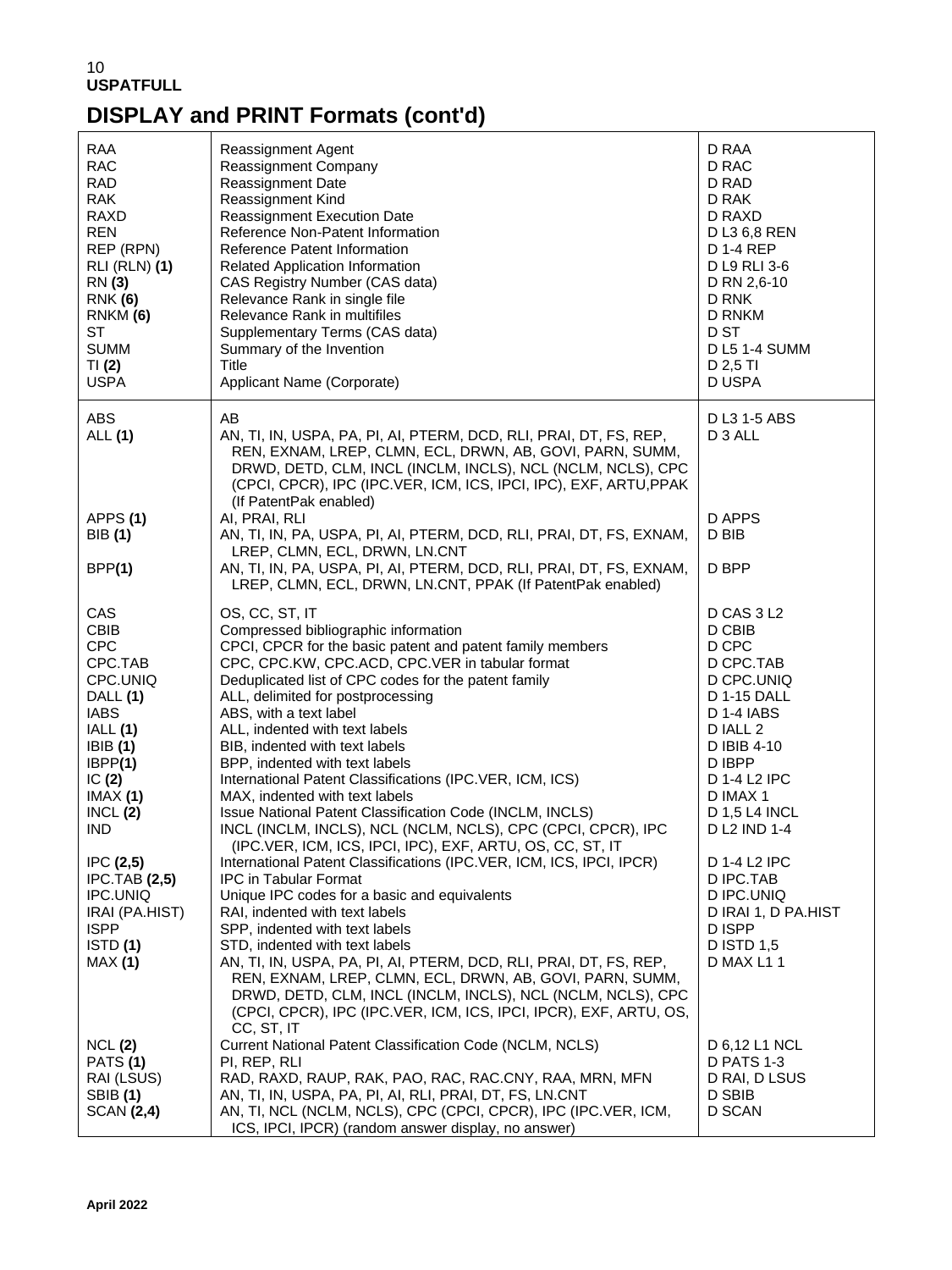**USPATFULL**

## DISPLAY and PRINT Formats (cont'd)

| | | |
|---|---|---|
| RAA | Reassignment Agent | D RAA |
| RAC | Reassignment Company | D RAC |
| RAD | Reassignment Date | D RAD |
| RAK | Reassignment Kind | D RAK |
| RAXD | Reassignment Execution Date | D RAXD |
| REN | Reference Non-Patent Information | D L3 6,8 REN |
| REP (RPN) | Reference Patent Information | D 1-4 REP |
| RLI (RLN) **(1)** | Related Application Information | D L9 RLI 3-6 |
| RN **(3)** | CAS Registry Number (CAS data) | D RN 2,6-10 |
| RNK **(6)** | Relevance Rank in single file | D RNK |
| RNKM **(6)** | Relevance Rank in multifiles | D RNKM |
| ST | Supplementary Terms (CAS data) | D ST |
| SUMM | Summary of the Invention | D L5 1-4 SUMM |
| TI **(2)** | Title | D 2,5 TI |
| USPA | Applicant Name (Corporate) | D USPA |
| ABS | AB | D L3 1-5 ABS |
| ALL **(1)** | AN, TI, IN, USPA, PA, PI, AI, PTERM, DCD, RLI, PRAI, DT, FS, REP, REN, EXNAM, LREP, CLMN, ECL, DRWN, AB, GOVI, PARN, SUMM, DRWD, DETD, CLM, INCL (INCLM, INCLS), NCL (NCLM, NCLS), CPC (CPCI, CPCR), IPC (IPC.VER, ICM, ICS, IPCI, IPC), EXF, ARTU,PPAK (If PatentPak enabled) | D 3 ALL |
| APPS **(1)** | AI, PRAI, RLI | D APPS |
| BIB **(1)** | AN, TI, IN, PA, USPA, PI, AI, PTERM, DCD, RLI, PRAI, DT, FS, EXNAM, LREP, CLMN, ECL, DRWN, LN.CNT | D BIB |
| BPP**(1)** | AN, TI, IN, PA, USPA, PI, AI, PTERM, DCD, RLI, PRAI, DT, FS, EXNAM, LREP, CLMN, ECL, DRWN, LN.CNT, PPAK (If PatentPak enabled) | D BPP |
| CAS | OS, CC, ST, IT | D CAS 3 L2 |
| CBIB | Compressed bibliographic information | D CBIB |
| CPC | CPCI, CPCR for the basic patent and patent family members | D CPC |
| CPC.TAB | CPC, CPC.KW, CPC.ACD, CPC.VER in tabular format | D CPC.TAB |
| CPC.UNIQ | Deduplicated list of CPC codes for the patent family | D CPC.UNIQ |
| DALL **(1)** | ALL, delimited for postprocessing | D 1-15 DALL |
| IABS | ABS, with a text label | D 1-4 IABS |
| IALL **(1)** | ALL, indented with text labels | D IALL 2 |
| IBIB **(1)** | BIB, indented with text labels | D IBIB 4-10 |
| IBPP**(1)** | BPP, indented with text labels | D IBPP |
| IC **(2)** | International Patent Classifications (IPC.VER, ICM, ICS) | D 1-4 L2 IPC |
| IMAX **(1)** | MAX, indented with text labels | D IMAX 1 |
| INCL **(2)** | Issue National Patent Classification Code (INCLM, INCLS) | D 1,5 L4 INCL |
| IND | INCL (INCLM, INCLS), NCL (NCLM, NCLS), CPC (CPCI, CPCR), IPC (IPC.VER, ICM, ICS, IPCI, IPC), EXF, ARTU, OS, CC, ST, IT | D L2 IND 1-4 |
| IPC **(2,5)** | International Patent Classifications (IPC.VER, ICM, ICS, IPCI, IPCR) | D 1-4 L2 IPC |
| IPC.TAB **(2,5)** | IPC in Tabular Format | D IPC.TAB |
| IPC.UNIQ | Unique IPC codes for a basic and equivalents | D IPC.UNIQ |
| IRAI (PA.HIST) | RAI, indented with text labels | D IRAI 1, D PA.HIST |
| ISPP | SPP, indented with text labels | D ISPP |
| ISTD **(1)** | STD, indented with text labels | D ISTD 1,5 |
| MAX **(1)** | AN, TI, IN, USPA, PA, PI, AI, PTERM, DCD, RLI, PRAI, DT, FS, REP, REN, EXNAM, LREP, CLMN, ECL, DRWN, AB, GOVI, PARN, SUMM, DRWD, DETD, CLM, INCL (INCLM, INCLS), NCL (NCLM, NCLS), CPC (CPCI, CPCR), IPC (IPC.VER, ICM, ICS, IPCI, IPCR), EXF, ARTU, OS, CC, ST, IT | D MAX L1 1 |
| NCL **(2)** | Current National Patent Classification Code (NCLM, NCLS) | D 6,12 L1 NCL |
| PATS **(1)** | PI, REP, RLI | D PATS 1-3 |
| RAI (LSUS) | RAD, RAXD, RAUP, RAK, PAO, RAC, RAC.CNY, RAA, MRN, MFN | D RAI, D LSUS |
| SBIB **(1)** | AN, TI, IN, USPA, PA, PI, AI, RLI, PRAI, DT, FS, LN.CNT | D SBIB |
| SCAN **(2,4)** | AN, TI, NCL (NCLM, NCLS), CPC (CPCI, CPCR), IPC (IPC.VER, ICM, ICS, IPCI, IPCR) (random answer display, no answer) | D SCAN |

**April 2022**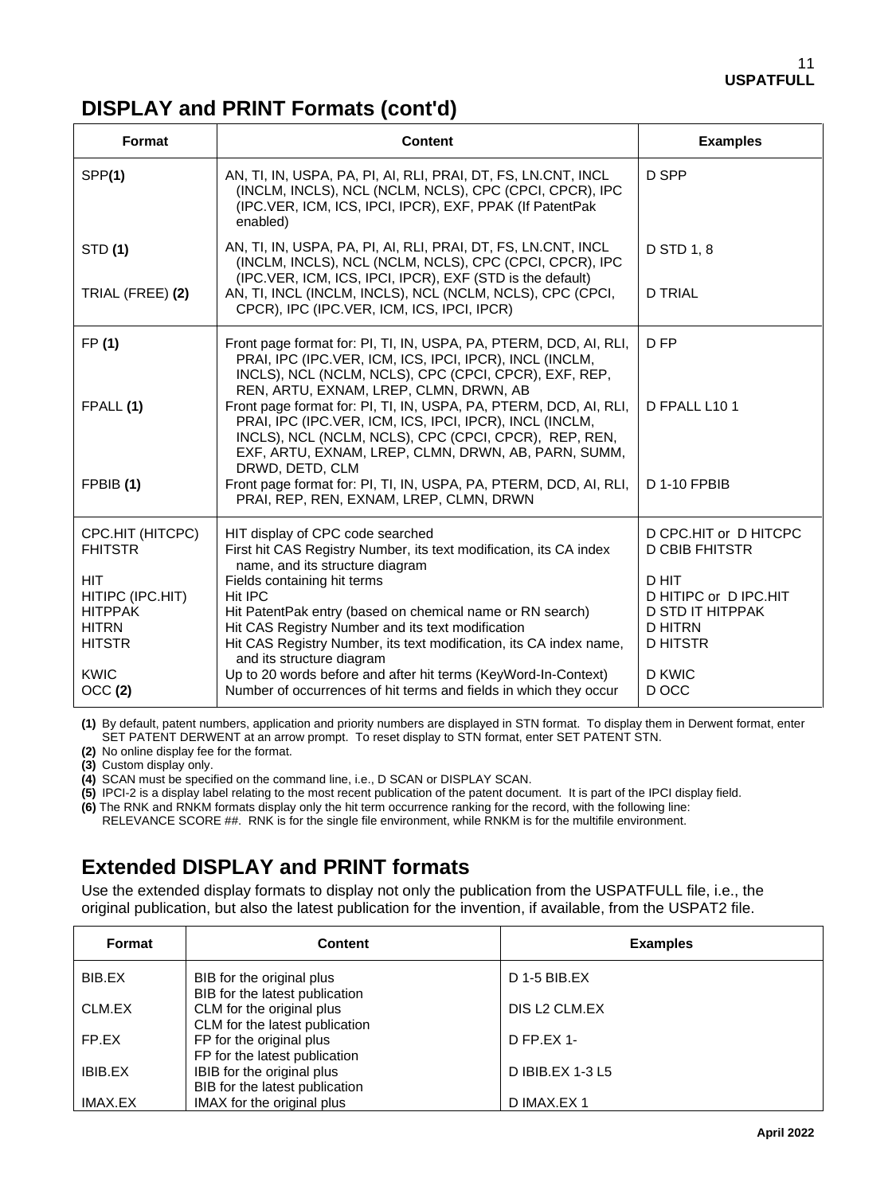## DISPLAY and PRINT Formats (cont'd)

| Format | Content | Examples |
|---|---|---|
| SPP**(1)** | AN, TI, IN, USPA, PA, PI, AI, RLI, PRAI, DT, FS, LN.CNT, INCL (INCLM, INCLS), NCL (NCLM, NCLS), CPC (CPCI, CPCR), IPC (IPC.VER, ICM, ICS, IPCI, IPCR), EXF, PPAK (If PatentPak enabled) | D SPP |
| STD **(1)** | AN, TI, IN, USPA, PA, PI, AI, RLI, PRAI, DT, FS, LN.CNT, INCL (INCLM, INCLS), NCL (NCLM, NCLS), CPC (CPCI, CPCR), IPC (IPC.VER, ICM, ICS, IPCI, IPCR), EXF (STD is the default) | D STD 1, 8 |
| TRIAL (FREE) **(2)** | AN, TI, INCL (INCLM, INCLS), NCL (NCLM, NCLS), CPC (CPCI, CPCR), IPC (IPC.VER, ICM, ICS, IPCI, IPCR) | D TRIAL |
| FP **(1)** | Front page format for: PI, TI, IN, USPA, PA, PTERM, DCD, AI, RLI, PRAI, IPC (IPC.VER, ICM, ICS, IPCI, IPCR), INCL (INCLM, INCLS), NCL (NCLM, NCLS), CPC (CPCI, CPCR), EXF, REP, REN, ARTU, EXNAM, LREP, CLMN, DRWN, AB | D FP |
| FPALL **(1)** | Front page format for: PI, TI, IN, USPA, PA, PTERM, DCD, AI, RLI, PRAI, IPC (IPC.VER, ICM, ICS, IPCI, IPCR), INCL (INCLM, INCLS), NCL (NCLM, NCLS), CPC (CPCI, CPCR), REP, REN, EXF, ARTU, EXNAM, LREP, CLMN, DRWN, AB, PARN, SUMM, DRWD, DETD, CLM | D FPALL L10 1 |
| FPBIB **(1)** | Front page format for: PI, TI, IN, USPA, PA, PTERM, DCD, AI, RLI, PRAI, REP, REN, EXNAM, LREP, CLMN, DRWN | D 1-10 FPBIB |
| CPC.HIT (HITCPC) | HIT display of CPC code searched | D CPC.HIT or D HITCPC |
| FHITSTR | First hit CAS Registry Number, its text modification, its CA index name, and its structure diagram | D CBIB FHITSTR |
| HIT | Fields containing hit terms | D HIT |
| HITIPC (IPC.HIT) | Hit IPC | D HITIPC or D IPC.HIT |
| HITPPAK | Hit PatentPak entry (based on chemical name or RN search) | D STD IT HITPPAK |
| HITRN | Hit CAS Registry Number and its text modification | D HITRN |
| HITSTR | Hit CAS Registry Number, its text modification, its CA index name, and its structure diagram | D HITSTR |
| KWIC | Up to 20 words before and after hit terms (KeyWord-In-Context) | D KWIC |
| OCC **(2)** | Number of occurrences of hit terms and fields in which they occur | D OCC |

**(1)** By default, patent numbers, application and priority numbers are displayed in STN format. To display them in Derwent format, enter SET PATENT DERWENT at an arrow prompt. To reset display to STN format, enter SET PATENT STN.
**(2)** No online display fee for the format.
**(3)** Custom display only.
**(4)** SCAN must be specified on the command line, i.e., D SCAN or DISPLAY SCAN.
**(5)** IPCI-2 is a display label relating to the most recent publication of the patent document. It is part of the IPCI display field.
**(6)** The RNK and RNKM formats display only the hit term occurrence ranking for the record, with the following line: RELEVANCE SCORE ##. RNK is for the single file environment, while RNKM is for the multifile environment.

## Extended DISPLAY and PRINT formats

Use the extended display formats to display not only the publication from the USPATFULL file, i.e., the original publication, but also the latest publication for the invention, if available, from the USPAT2 file.

| Format | Content | Examples |
|---|---|---|
| BIB.EX | BIB for the original plus BIB for the latest publication | D 1-5 BIB.EX |
| CLM.EX | CLM for the original plus CLM for the latest publication | DIS L2 CLM.EX |
| FP.EX | FP for the original plus FP for the latest publication | D FP.EX 1- |
| IBIB.EX | IBIB for the original plus BIB for the latest publication | D IBIB.EX 1-3 L5 |
| IMAX.EX | IMAX for the original plus | D IMAX.EX 1 |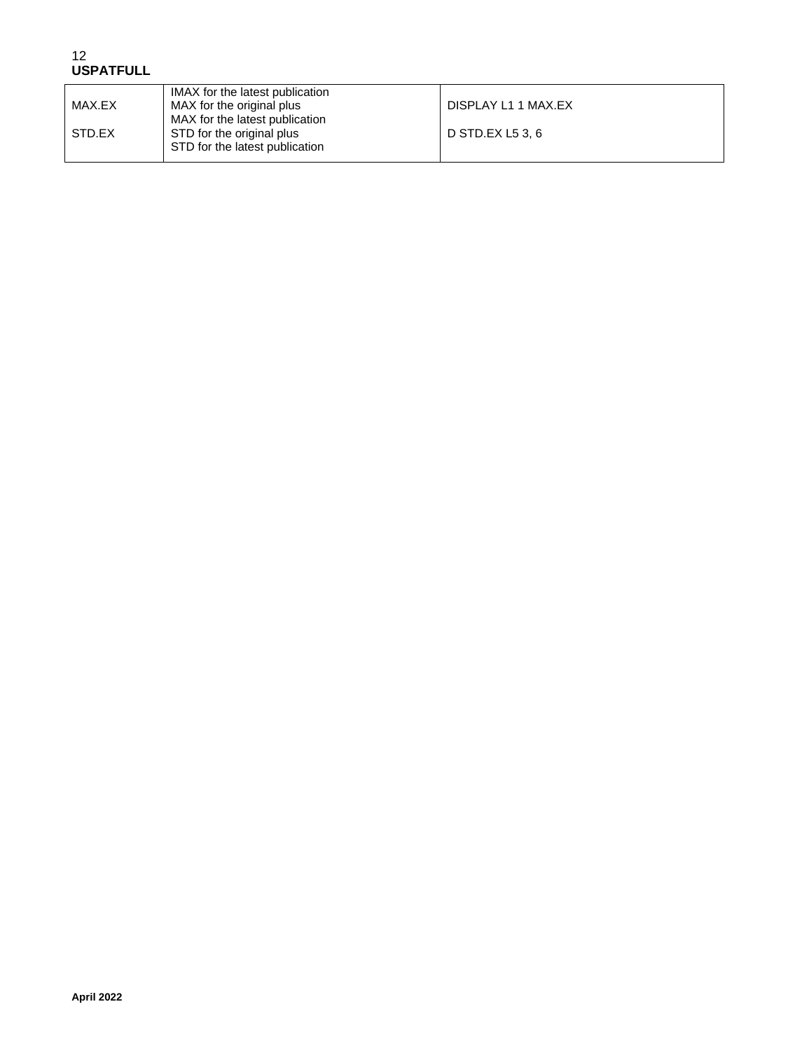| | IMAX for the latest publication | |
|---|---|---|
| MAX.EX | MAX for the original plus MAX for the latest publication | DISPLAY L1 1 MAX.EX |
| STD.EX | STD for the original plus STD for the latest publication | D STD.EX L5 3, 6 |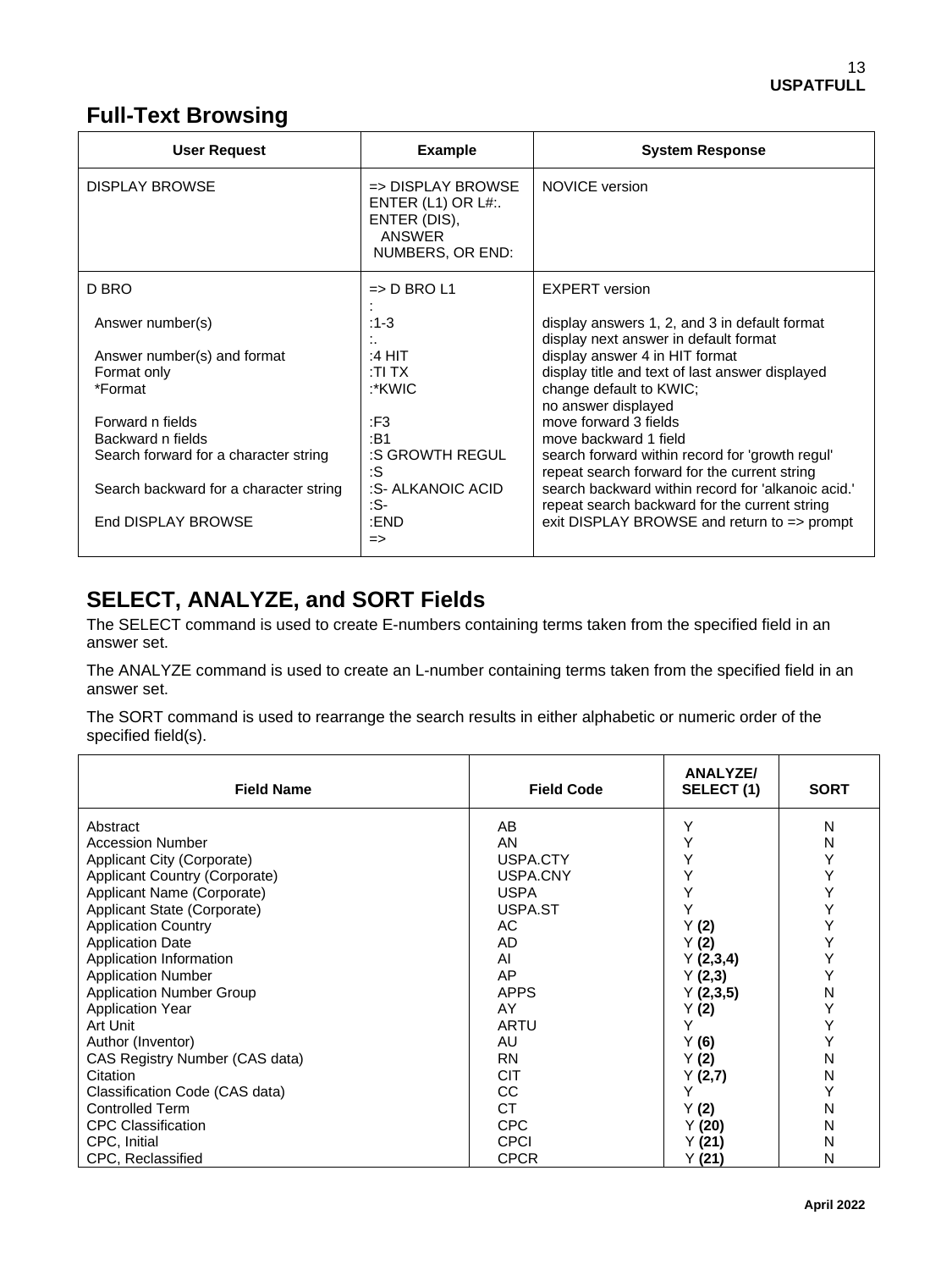## Full-Text Browsing

| User Request | Example | System Response |
|---|---|---|
| DISPLAY BROWSE | => DISPLAY BROWSE<br>ENTER (L1) OR L#:.<br>ENTER (DIS),<br>ANSWER<br>NUMBERS, OR END: | NOVICE version |
| D BRO | => D BRO L1<br>: | EXPERT version |
| Answer number(s) | :1-3<br>:. | display answers 1, 2, and 3 in default format<br>display next answer in default format |
| Answer number(s) and format | :4 HIT | display answer 4 in HIT format |
| Format only | :TI TX | display title and text of last answer displayed |
| *Format | :*KWIC | change default to KWIC;<br>no answer displayed |
| Forward n fields | :F3 | move forward 3 fields |
| Backward n fields | :B1 | move backward 1 field |
| Search forward for a character string | :S GROWTH REGUL<br>:S | search forward within record for 'growth regul'<br>repeat search forward for the current string |
| Search backward for a character string | :S- ALKANOIC ACID<br>:S- | search backward within record for 'alkanoic acid.'<br>repeat search backward for the current string |
| End DISPLAY BROWSE | :END<br>=> | exit DISPLAY BROWSE and return to => prompt |

## SELECT, ANALYZE, and SORT Fields

The SELECT command is used to create E-numbers containing terms taken from the specified field in an answer set.

The ANALYZE command is used to create an L-number containing terms taken from the specified field in an answer set.

The SORT command is used to rearrange the search results in either alphabetic or numeric order of the specified field(s).

| Field Name | Field Code | ANALYZE/ SELECT (1) | SORT |
|---|---|---|---|
| Abstract | AB | Y | N |
| Accession Number | AN | Y | N |
| Applicant City (Corporate) | USPA.CTY | Y | Y |
| Applicant Country (Corporate) | USPA.CNY | Y | Y |
| Applicant Name (Corporate) | USPA | Y | Y |
| Applicant State (Corporate) | USPA.ST | Y | Y |
| Application Country | AC | Y **(2)** | Y |
| Application Date | AD | Y **(2)** | Y |
| Application Information | AI | Y **(2,3,4)** | Y |
| Application Number | AP | Y **(2,3)** | Y |
| Application Number Group | APPS | Y **(2,3,5)** | N |
| Application Year | AY | Y **(2)** | Y |
| Art Unit | ARTU | Y | Y |
| Author (Inventor) | AU | Y **(6)** | Y |
| CAS Registry Number (CAS data) | RN | Y **(2)** | N |
| Citation | CIT | Y **(2,7)** | N |
| Classification Code (CAS data) | CC | Y | Y |
| Controlled Term | CT | Y **(2)** | N |
| CPC Classification | CPC | Y **(20)** | N |
| CPC, Initial | CPCI | Y **(21)** | N |
| CPC, Reclassified | CPCR | Y **(21)** | N |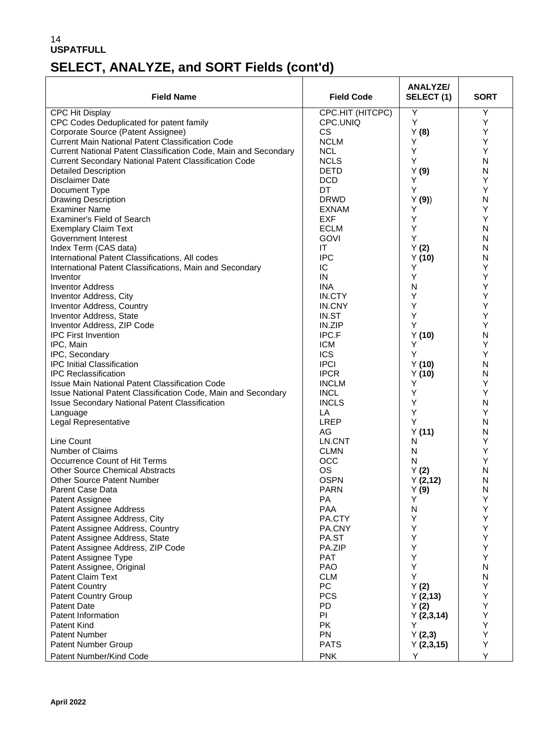# SELECT, ANALYZE, and SORT Fields (cont'd)

| Field Name | Field Code | ANALYZE/ SELECT (1) | SORT |
|---|---|---|---|
| CPC Hit Display | CPC.HIT (HITCPC) | Y | Y |
| CPC Codes Deduplicated for patent family | CPC.UNIQ | Y | Y |
| Corporate Source (Patent Assignee) | CS | Y **(8)** | Y |
| Current Main National Patent Classification Code | NCLM | Y | Y |
| Current National Patent Classification Code, Main and Secondary | NCL | Y | Y |
| Current Secondary National Patent Classification Code | NCLS | Y | N |
| Detailed Description | DETD | Y **(9)** | N |
| Disclaimer Date | DCD | Y | Y |
| Document Type | DT | Y | Y |
| Drawing Description | DRWD | Y **(9)**) | N |
| Examiner Name | EXNAM | Y | Y |
| Examiner's Field of Search | EXF | Y | Y |
| Exemplary Claim Text | ECLM | Y | N |
| Government Interest | GOVI | Y | N |
| Index Term (CAS data) | IT | Y **(2)** | N |
| International Patent Classifications, All codes | IPC | Y **(10)** | N |
| International Patent Classifications, Main and Secondary | IC | Y | Y |
| Inventor | IN | Y | Y |
| Inventor Address | INA | N | Y |
| Inventor Address, City | IN.CTY | Y | Y |
| Inventor Address, Country | IN.CNY | Y | Y |
| Inventor Address, State | IN.ST | Y | Y |
| Inventor Address, ZIP Code | IN.ZIP | Y | Y |
| IPC First Invention | IPC.F | Y **(10)** | N |
| IPC, Main | ICM | Y | Y |
| IPC, Secondary | ICS | Y | Y |
| IPC Initial Classification | IPCI | Y **(10)** | N |
| IPC Reclassification | IPCR | Y **(10)** | N |
| Issue Main National Patent Classification Code | INCLM | Y | Y |
| Issue National Patent Classification Code, Main and Secondary | INCL | Y | Y |
| Issue Secondary National Patent Classification | INCLS | Y | N |
| Language | LA | Y | Y |
| Legal Representative | LREP | Y | N |
| | AG | Y **(11)** | N |
| Line Count | LN.CNT | N | Y |
| Number of Claims | CLMN | N | Y |
| Occurrence Count of Hit Terms | OCC | N | Y |
| Other Source Chemical Abstracts | OS | Y **(2)** | N |
| Other Source Patent Number | OSPN | Y **(2,12)** | N |
| Parent Case Data | PARN | Y **(9)** | N |
| Patent Assignee | PA | Y | Y |
| Patent Assignee Address | PAA | N | Y |
| Patent Assignee Address, City | PA.CTY | Y | Y |
| Patent Assignee Address, Country | PA.CNY | Y | Y |
| Patent Assignee Address, State | PA.ST | Y | Y |
| Patent Assignee Address, ZIP Code | PA.ZIP | Y | Y |
| Patent Assignee Type | PAT | Y | Y |
| Patent Assignee, Original | PAO | Y | N |
| Patent Claim Text | CLM | Y | N |
| Patent Country | PC | Y **(2)** | Y |
| Patent Country Group | PCS | Y **(2,13)** | Y |
| Patent Date | PD | Y **(2)** | Y |
| Patent Information | PI | Y **(2,3,14)** | Y |
| Patent Kind | PK | Y | Y |
| Patent Number | PN | Y **(2,3)** | Y |
| Patent Number Group | PATS | Y **(2,3,15)** | Y |
| Patent Number/Kind Code | PNK | Y | Y |

**April 2022**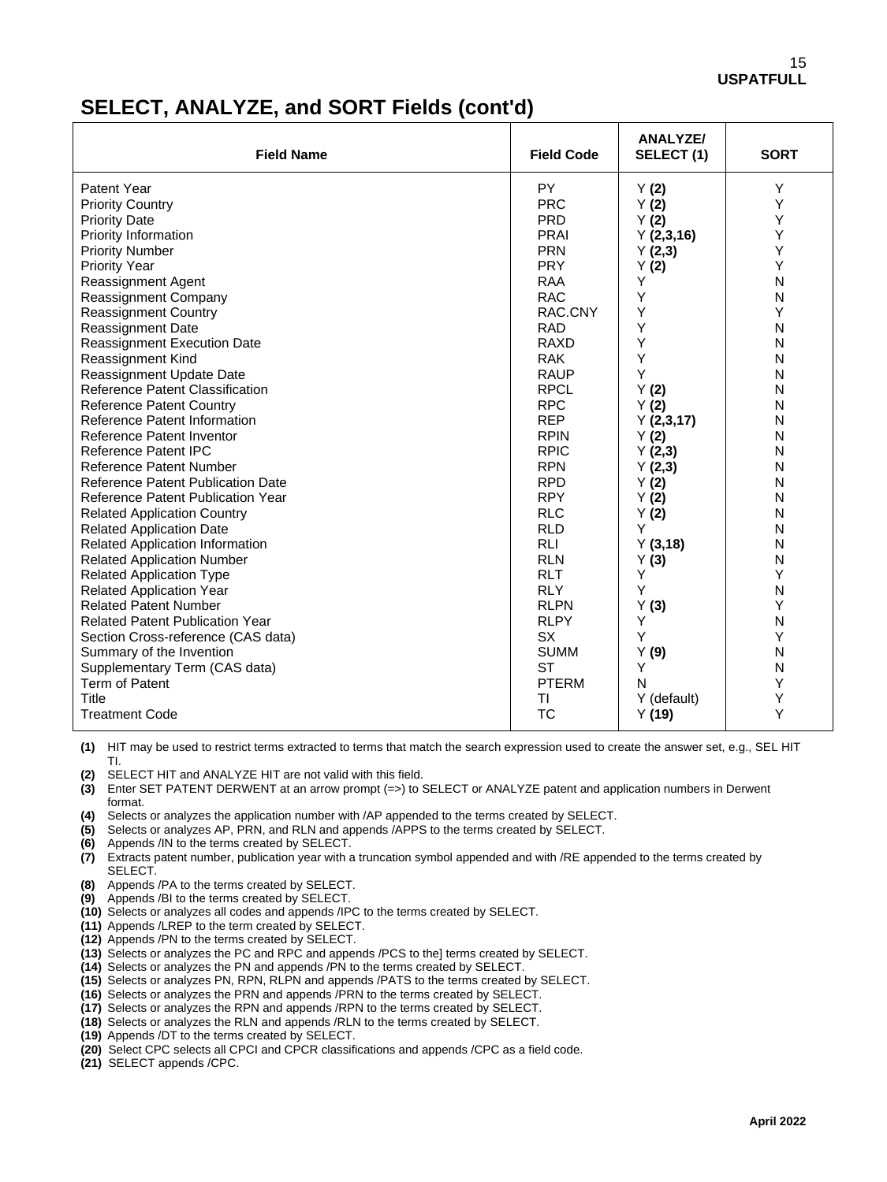# SELECT, ANALYZE, and SORT Fields (cont'd)

| Field Name | Field Code | ANALYZE/ SELECT (1) | SORT |
|---|---|---|---|
| Patent Year | PY | Y **(2)** | Y |
| Priority Country | PRC | Y **(2)** | Y |
| Priority Date | PRD | Y **(2)** | Y |
| Priority Information | PRAI | Y **(2,3,16)** | Y |
| Priority Number | PRN | Y **(2,3)** | Y |
| Priority Year | PRY | Y **(2)** | Y |
| Reassignment Agent | RAA | Y | N |
| Reassignment Company | RAC | Y | N |
| Reassignment Country | RAC.CNY | Y | Y |
| Reassignment Date | RAD | Y | N |
| Reassignment Execution Date | RAXD | Y | N |
| Reassignment Kind | RAK | Y | N |
| Reassignment Update Date | RAUP | Y | N |
| Reference Patent Classification | RPCL | Y **(2)** | N |
| Reference Patent Country | RPC | Y **(2)** | N |
| Reference Patent Information | REP | Y **(2,3,17)** | N |
| Reference Patent Inventor | RPIN | Y **(2)** | N |
| Reference Patent IPC | RPIC | Y **(2,3)** | N |
| Reference Patent Number | RPN | Y **(2,3)** | N |
| Reference Patent Publication Date | RPD | Y **(2)** | N |
| Reference Patent Publication Year | RPY | Y **(2)** | N |
| Related Application Country | RLC | Y **(2)** | N |
| Related Application Date | RLD | Y | N |
| Related Application Information | RLI | Y **(3,18)** | N |
| Related Application Number | RLN | Y **(3)** | N |
| Related Application Type | RLT | Y | Y |
| Related Application Year | RLY | Y | N |
| Related Patent Number | RLPN | Y **(3)** | Y |
| Related Patent Publication Year | RLPY | Y | N |
| Section Cross-reference (CAS data) | SX | Y | Y |
| Summary of the Invention | SUMM | Y **(9)** | N |
| Supplementary Term (CAS data) | ST | Y | N |
| Term of Patent | PTERM | N | Y |
| Title | TI | Y (default) | Y |
| Treatment Code | TC | Y **(19)** | Y |

**(1)** HIT may be used to restrict terms extracted to terms that match the search expression used to create the answer set, e.g., SEL HIT TI.
**(2)** SELECT HIT and ANALYZE HIT are not valid with this field.
**(3)** Enter SET PATENT DERWENT at an arrow prompt (=>) to SELECT or ANALYZE patent and application numbers in Derwent format.
**(4)** Selects or analyzes the application number with /AP appended to the terms created by SELECT.
**(5)** Selects or analyzes AP, PRN, and RLN and appends /APPS to the terms created by SELECT.
**(6)** Appends /IN to the terms created by SELECT.
**(7)** Extracts patent number, publication year with a truncation symbol appended and with /RE appended to the terms created by SELECT.
**(8)** Appends /PA to the terms created by SELECT.
**(9)** Appends /BI to the terms created by SELECT.
**(10)** Selects or analyzes all codes and appends /IPC to the terms created by SELECT.
**(11)** Appends /LREP to the term created by SELECT.
**(12)** Appends /PN to the terms created by SELECT.
**(13)** Selects or analyzes the PC and RPC and appends /PCS to the] terms created by SELECT.
**(14)** Selects or analyzes the PN and appends /PN to the terms created by SELECT.
**(15)** Selects or analyzes PN, RPN, RLPN and appends /PATS to the terms created by SELECT.
**(16)** Selects or analyzes the PRN and appends /PRN to the terms created by SELECT.
**(17)** Selects or analyzes the RPN and appends /RPN to the terms created by SELECT.
**(18)** Selects or analyzes the RLN and appends /RLN to the terms created by SELECT.
**(19)** Appends /DT to the terms created by SELECT.
**(20)** Select CPC selects all CPCI and CPCR classifications and appends /CPC as a field code.
**(21)** SELECT appends /CPC.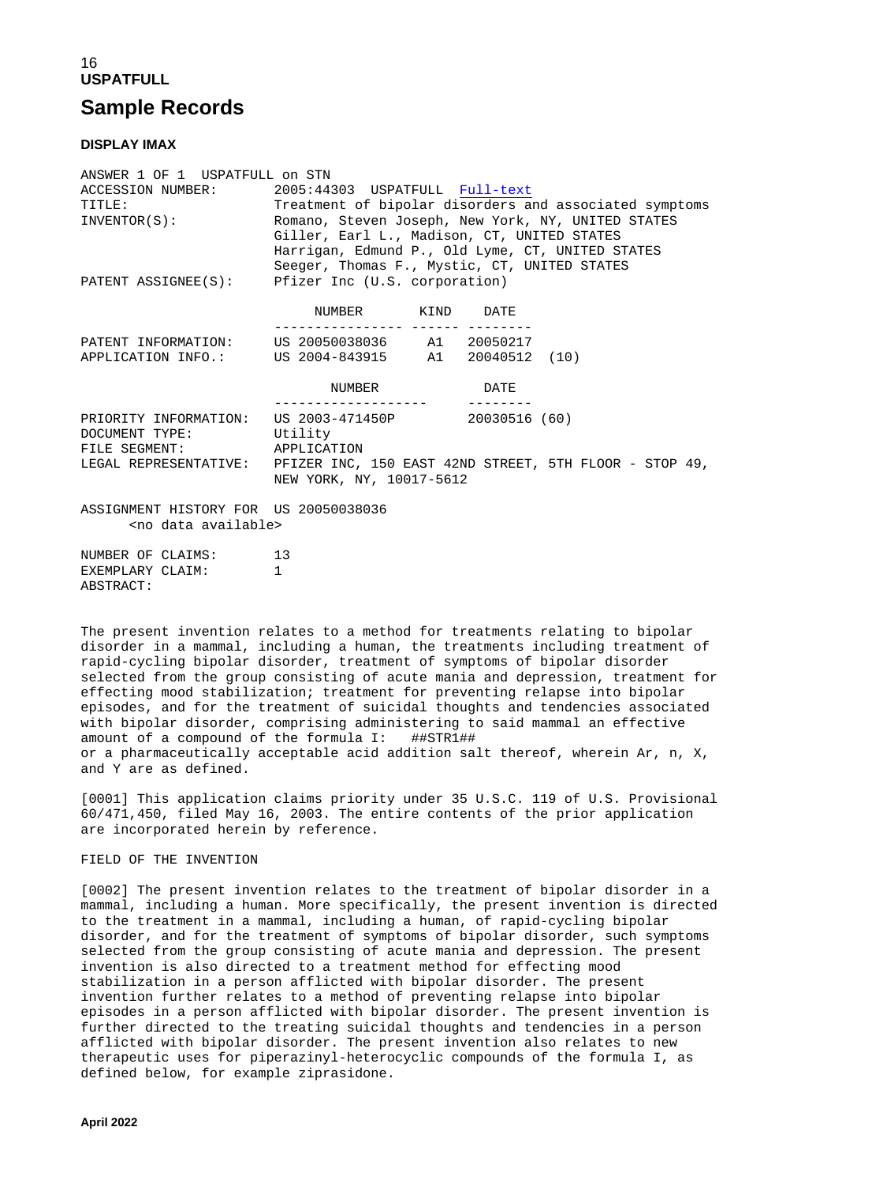## USPATFULL

# Sample Records

### DISPLAY IMAX

```
ANSWER 1 OF 1  USPATFULL on STN
ACCESSION NUMBER:      2005:44303  USPATFULL  Full-text
TITLE:                 Treatment of bipolar disorders and associated symptoms
INVENTOR(S):           Romano, Steven Joseph, New York, NY, UNITED STATES
                       Giller, Earl L., Madison, CT, UNITED STATES
                       Harrigan, Edmund P., Old Lyme, CT, UNITED STATES
                       Seeger, Thomas F., Mystic, CT, UNITED STATES
PATENT ASSIGNEE(S):    Pfizer Inc (U.S. corporation)

                            NUMBER       KIND    DATE
                       ---------------- ------ --------
PATENT INFORMATION:    US 20050038036     A1   20050217
APPLICATION INFO.:     US 2004-843915     A1   20040512  (10)

                              NUMBER            DATE
                       ------------------     --------
PRIORITY INFORMATION:  US 2003-471450P        20030516 (60)
DOCUMENT TYPE:         Utility
FILE SEGMENT:          APPLICATION
LEGAL REPRESENTATIVE:  PFIZER INC, 150 EAST 42ND STREET, 5TH FLOOR - STOP 49,
                       NEW YORK, NY, 10017-5612

ASSIGNMENT HISTORY FOR  US 20050038036
      <no data available>

NUMBER OF CLAIMS:      13
EXEMPLARY CLAIM:       1
ABSTRACT:

The present invention relates to a method for treatments relating to bipolar
disorder in a mammal, including a human, the treatments including treatment of
rapid-cycling bipolar disorder, treatment of symptoms of bipolar disorder
selected from the group consisting of acute mania and depression, treatment for
effecting mood stabilization; treatment for preventing relapse into bipolar
episodes, and for the treatment of suicidal thoughts and tendencies associated
with bipolar disorder, comprising administering to said mammal an effective
amount of a compound of the formula I:   ##STR1##
or a pharmaceutically acceptable acid addition salt thereof, wherein Ar, n, X,
and Y are as defined.

[0001] This application claims priority under 35 U.S.C. 119 of U.S. Provisional
60/471,450, filed May 16, 2003. The entire contents of the prior application
are incorporated herein by reference.

FIELD OF THE INVENTION

[0002] The present invention relates to the treatment of bipolar disorder in a
mammal, including a human. More specifically, the present invention is directed
to the treatment in a mammal, including a human, of rapid-cycling bipolar
disorder, and for the treatment of symptoms of bipolar disorder, such symptoms
selected from the group consisting of acute mania and depression. The present
invention is also directed to a treatment method for effecting mood
stabilization in a person afflicted with bipolar disorder. The present
invention further relates to a method of preventing relapse into bipolar
episodes in a person afflicted with bipolar disorder. The present invention is
further directed to the treating suicidal thoughts and tendencies in a person
afflicted with bipolar disorder. The present invention also relates to new
therapeutic uses for piperazinyl-heterocyclic compounds of the formula I, as
defined below, for example ziprasidone.
```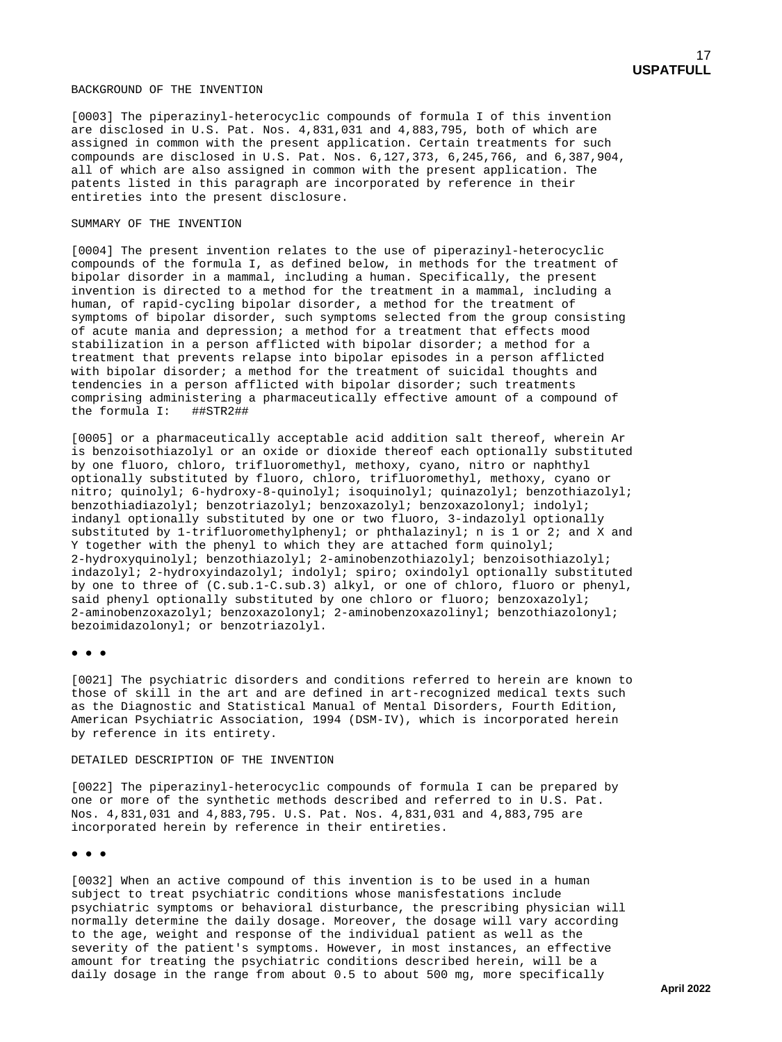BACKGROUND OF THE INVENTION

[0003] The piperazinyl-heterocyclic compounds of formula I of this invention are disclosed in U.S. Pat. Nos. 4,831,031 and 4,883,795, both of which are assigned in common with the present application. Certain treatments for such compounds are disclosed in U.S. Pat. Nos. 6,127,373, 6,245,766, and 6,387,904, all of which are also assigned in common with the present application. The patents listed in this paragraph are incorporated by reference in their entireties into the present disclosure.

SUMMARY OF THE INVENTION

[0004] The present invention relates to the use of piperazinyl-heterocyclic compounds of the formula I, as defined below, in methods for the treatment of bipolar disorder in a mammal, including a human. Specifically, the present invention is directed to a method for the treatment in a mammal, including a human, of rapid-cycling bipolar disorder, a method for the treatment of symptoms of bipolar disorder, such symptoms selected from the group consisting of acute mania and depression; a method for a treatment that effects mood stabilization in a person afflicted with bipolar disorder; a method for a treatment that prevents relapse into bipolar episodes in a person afflicted with bipolar disorder; a method for the treatment of suicidal thoughts and tendencies in a person afflicted with bipolar disorder; such treatments comprising administering a pharmaceutically effective amount of a compound of the formula I: ##STR2##

[0005] or a pharmaceutically acceptable acid addition salt thereof, wherein Ar is benzoisothiazolyl or an oxide or dioxide thereof each optionally substituted by one fluoro, chloro, trifluoromethyl, methoxy, cyano, nitro or naphthyl optionally substituted by fluoro, chloro, trifluoromethyl, methoxy, cyano or nitro; quinolyl; 6-hydroxy-8-quinolyl; isoquinolyl; quinazolyl; benzothiazolyl; benzothiadiazolyl; benzotriazolyl; benzoxazolyl; benzoxazolonyl; indolyl; indanyl optionally substituted by one or two fluoro, 3-indazolyl optionally substituted by 1-trifluoromethylphenyl; or phthalazinyl; n is 1 or 2; and X and Y together with the phenyl to which they are attached form quinolyl; 2-hydroxyquinolyl; benzothiazolyl; 2-aminobenzothiazolyl; benzoisothiazolyl; indazolyl; 2-hydroxyindazolyl; indolyl; spiro; oxindolyl optionally substituted by one to three of (C.sub.1-C.sub.3) alkyl, or one of chloro, fluoro or phenyl, said phenyl optionally substituted by one chloro or fluoro; benzoxazolyl; 2-aminobenzoxazolyl; benzoxazolonyl; 2-aminobenzoxazolinyl; benzothiazolonyl; bezoimidazolonyl; or benzotriazolyl.

• • •

[0021] The psychiatric disorders and conditions referred to herein are known to those of skill in the art and are defined in art-recognized medical texts such as the Diagnostic and Statistical Manual of Mental Disorders, Fourth Edition, American Psychiatric Association, 1994 (DSM-IV), which is incorporated herein by reference in its entirety.

DETAILED DESCRIPTION OF THE INVENTION

[0022] The piperazinyl-heterocyclic compounds of formula I can be prepared by one or more of the synthetic methods described and referred to in U.S. Pat. Nos. 4,831,031 and 4,883,795. U.S. Pat. Nos. 4,831,031 and 4,883,795 are incorporated herein by reference in their entireties.

• • •

[0032] When an active compound of this invention is to be used in a human subject to treat psychiatric conditions whose manisfestations include psychiatric symptoms or behavioral disturbance, the prescribing physician will normally determine the daily dosage. Moreover, the dosage will vary according to the age, weight and response of the individual patient as well as the severity of the patient's symptoms. However, in most instances, an effective amount for treating the psychiatric conditions described herein, will be a daily dosage in the range from about 0.5 to about 500 mg, more specifically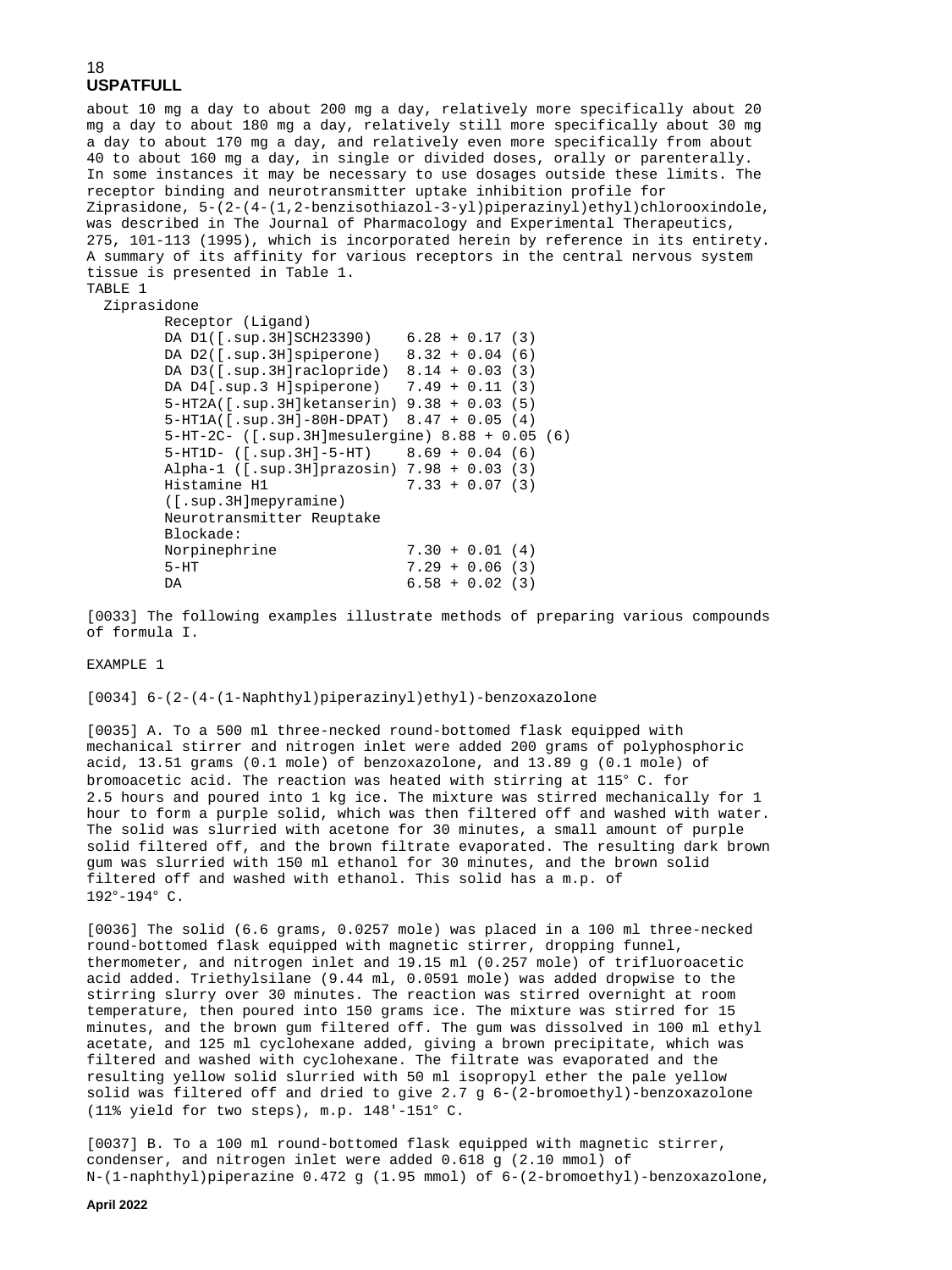about 10 mg a day to about 200 mg a day, relatively more specifically about 20 mg a day to about 180 mg a day, relatively still more specifically about 30 mg a day to about 170 mg a day, and relatively even more specifically from about 40 to about 160 mg a day, in single or divided doses, orally or parenterally. In some instances it may be necessary to use dosages outside these limits. The receptor binding and neurotransmitter uptake inhibition profile for Ziprasidone, 5-(2-(4-(1,2-benzisothiazol-3-yl)piperazinyl)ethyl)chlorooxindole, was described in The Journal of Pharmacology and Experimental Therapeutics, 275, 101-113 (1995), which is incorporated herein by reference in its entirety. A summary of its affinity for various receptors in the central nervous system tissue is presented in Table 1.

TABLE 1

Ziprasidone

| Receptor (Ligand) | |
|---|---|
| DA D1([.sup.3H]SCH23390) | 6.28 + 0.17 (3) |
| DA D2([.sup.3H]spiperone) | 8.32 + 0.04 (6) |
| DA D3([.sup.3H]raclopride) | 8.14 + 0.03 (3) |
| DA D4[.sup.3 H]spiperone) | 7.49 + 0.11 (3) |
| 5-HT2A([.sup.3H]ketanserin) | 9.38 + 0.03 (5) |
| 5-HT1A([.sup.3H]-80H-DPAT) | 8.47 + 0.05 (4) |
| 5-HT-2C- ([.sup.3H]mesulergine) | 8.88 + 0.05 (6) |
| 5-HT1D- ([.sup.3H]-5-HT) | 8.69 + 0.04 (6) |
| Alpha-1 ([.sup.3H]prazosin) | 7.98 + 0.03 (3) |
| Histamine H1 ([.sup.3H]mepyramine) | 7.33 + 0.07 (3) |
| Neurotransmitter Reuptake Blockade: | |
| Norpinephrine | 7.30 + 0.01 (4) |
| 5-HT | 7.29 + 0.06 (3) |
| DA | 6.58 + 0.02 (3) |

[0033] The following examples illustrate methods of preparing various compounds of formula I.

EXAMPLE 1

[0034] 6-(2-(4-(1-Naphthyl)piperazinyl)ethyl)-benzoxazolone

[0035] A. To a 500 ml three-necked round-bottomed flask equipped with mechanical stirrer and nitrogen inlet were added 200 grams of polyphosphoric acid, 13.51 grams (0.1 mole) of benzoxazolone, and 13.89 g (0.1 mole) of bromoacetic acid. The reaction was heated with stirring at 115° C. for 2.5 hours and poured into 1 kg ice. The mixture was stirred mechanically for 1 hour to form a purple solid, which was then filtered off and washed with water. The solid was slurried with acetone for 30 minutes, a small amount of purple solid filtered off, and the brown filtrate evaporated. The resulting dark brown gum was slurried with 150 ml ethanol for 30 minutes, and the brown solid filtered off and washed with ethanol. This solid has a m.p. of 192°-194° C.

[0036] The solid (6.6 grams, 0.0257 mole) was placed in a 100 ml three-necked round-bottomed flask equipped with magnetic stirrer, dropping funnel, thermometer, and nitrogen inlet and 19.15 ml (0.257 mole) of trifluoroacetic acid added. Triethylsilane (9.44 ml, 0.0591 mole) was added dropwise to the stirring slurry over 30 minutes. The reaction was stirred overnight at room temperature, then poured into 150 grams ice. The mixture was stirred for 15 minutes, and the brown gum filtered off. The gum was dissolved in 100 ml ethyl acetate, and 125 ml cyclohexane added, giving a brown precipitate, which was filtered and washed with cyclohexane. The filtrate was evaporated and the resulting yellow solid slurried with 50 ml isopropyl ether the pale yellow solid was filtered off and dried to give 2.7 g 6-(2-bromoethyl)-benzoxazolone (11% yield for two steps), m.p. 148'-151° C.

[0037] B. To a 100 ml round-bottomed flask equipped with magnetic stirrer, condenser, and nitrogen inlet were added 0.618 g (2.10 mmol) of N-(1-naphthyl)piperazine 0.472 g (1.95 mmol) of 6-(2-bromoethyl)-benzoxazolone,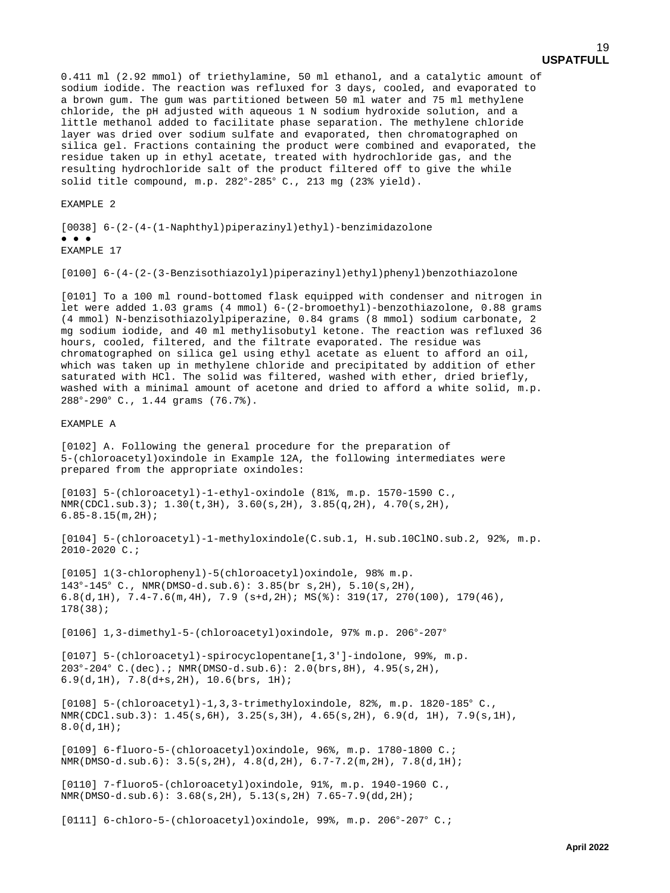0.411 ml (2.92 mmol) of triethylamine, 50 ml ethanol, and a catalytic amount of sodium iodide. The reaction was refluxed for 3 days, cooled, and evaporated to a brown gum. The gum was partitioned between 50 ml water and 75 ml methylene chloride, the pH adjusted with aqueous 1 N sodium hydroxide solution, and a little methanol added to facilitate phase separation. The methylene chloride layer was dried over sodium sulfate and evaporated, then chromatographed on silica gel. Fractions containing the product were combined and evaporated, the residue taken up in ethyl acetate, treated with hydrochloride gas, and the resulting hydrochloride salt of the product filtered off to give the while solid title compound, m.p. 282°-285° C., 213 mg (23% yield).

EXAMPLE 2

[0038] 6-(2-(4-(1-Naphthyl)piperazinyl)ethyl)-benzimidazolone

● ● ●

EXAMPLE 17

[0100] 6-(4-(2-(3-Benzisothiazolyl)piperazinyl)ethyl)phenyl)benzothiazolone

[0101] To a 100 ml round-bottomed flask equipped with condenser and nitrogen in let were added 1.03 grams (4 mmol) 6-(2-bromoethyl)-benzothiazolone, 0.88 grams (4 mmol) N-benzisothiazolylpiperazine, 0.84 grams (8 mmol) sodium carbonate, 2 mg sodium iodide, and 40 ml methylisobutyl ketone. The reaction was refluxed 36 hours, cooled, filtered, and the filtrate evaporated. The residue was chromatographed on silica gel using ethyl acetate as eluent to afford an oil, which was taken up in methylene chloride and precipitated by addition of ether saturated with HCl. The solid was filtered, washed with ether, dried briefly, washed with a minimal amount of acetone and dried to afford a white solid, m.p. 288°-290° C., 1.44 grams (76.7%).

EXAMPLE A

[0102] A. Following the general procedure for the preparation of 5-(chloroacetyl)oxindole in Example 12A, the following intermediates were prepared from the appropriate oxindoles:

[0103] 5-(chloroacetyl)-1-ethyl-oxindole (81%, m.p. 1570-1590 C., NMR($CDCl_3$); 1.30(t,3H), 3.60(s,2H), 3.85(q,2H), 4.70(s,2H), 6.85-8.15(m,2H);

[0104] 5-(chloroacetyl)-1-methyloxindole($C_1$, $H_{10}ClNO_2$, 92%, m.p. 2010-2020 C.;

[0105] 1(3-chlorophenyl)-5(chloroacetyl)oxindole, 98% m.p. 143°-145° C., NMR(DMSO-$d_6$): 3.85(br s,2H), 5.10(s,2H), 6.8(d,1H), 7.4-7.6(m,4H), 7.9 (s+d,2H); MS(%): 319(17, 270(100), 179(46), 178(38);

[0106] 1,3-dimethyl-5-(chloroacetyl)oxindole, 97% m.p. 206°-207°

[0107] 5-(chloroacetyl)-spirocyclopentane[1,3']-indolone, 99%, m.p. 203°-204° C.(dec).; NMR(DMSO-$d_6$): 2.0(brs,8H), 4.95(s,2H), 6.9(d,1H), 7.8(d+s,2H), 10.6(brs, 1H);

[0108] 5-(chloroacetyl)-1,3,3-trimethyloxindole, 82%, m.p. 1820-185° C., NMR($CDCl_3$): 1.45(s,6H), 3.25(s,3H), 4.65(s,2H), 6.9(d, 1H), 7.9(s,1H), 8.0(d,1H);

[0109] 6-fluoro-5-(chloroacetyl)oxindole, 96%, m.p. 1780-1800 C.; NMR(DMSO-$d_6$): 3.5(s,2H), 4.8(d,2H), 6.7-7.2(m,2H), 7.8(d,1H);

[0110] 7-fluoro5-(chloroacetyl)oxindole, 91%, m.p. 1940-1960 C., NMR(DMSO-$d_6$): 3.68(s,2H), 5.13(s,2H) 7.65-7.9(dd,2H);

[0111] 6-chloro-5-(chloroacetyl)oxindole, 99%, m.p. 206°-207° C.;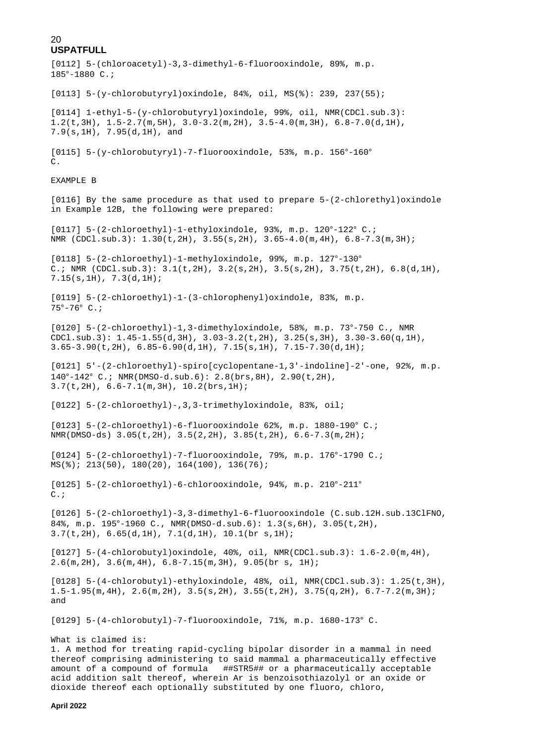[0112] 5-(chloroacetyl)-3,3-dimethyl-6-fluorooxindole, 89%, m.p. 185°-1880 C.;

[0113] 5-(y-chlorobutyryl)oxindole, 84%, oil, MS(%): 239, 237(55);

[0114] 1-ethyl-5-(y-chlorobutyryl)oxindole, 99%, oil, NMR(CDCl.sub.3): 1.2(t,3H), 1.5-2.7(m,5H), 3.0-3.2(m,2H), 3.5-4.0(m,3H), 6.8-7.0(d,1H), 7.9(s,1H), 7.95(d,1H), and

[0115] 5-(y-chlorobutyryl)-7-fluorooxindole, 53%, m.p. 156°-160° C.

EXAMPLE B

[0116] By the same procedure as that used to prepare 5-(2-chlorethyl)oxindole in Example 12B, the following were prepared:

[0117] 5-(2-chloroethyl)-1-ethyloxindole, 93%, m.p. 120°-122° C.; NMR (CDCl.sub.3): 1.30(t,2H), 3.55(s,2H), 3.65-4.0(m,4H), 6.8-7.3(m,3H);

[0118] 5-(2-chloroethyl)-1-methyloxindole, 99%, m.p. 127°-130° C.; NMR (CDCl.sub.3): 3.1(t,2H), 3.2(s,2H), 3.5(s,2H), 3.75(t,2H), 6.8(d,1H), 7.15(s,1H), 7.3(d,1H);

[0119] 5-(2-chloroethyl)-1-(3-chlorophenyl)oxindole, 83%, m.p. 75°-76° C.;

[0120] 5-(2-chloroethyl)-1,3-dimethyloxindole, 58%, m.p. 73°-750 C., NMR CDCl.sub.3): 1.45-1.55(d,3H), 3.03-3.2(t,2H), 3.25(s,3H), 3.30-3.60(q,1H), 3.65-3.90(t,2H), 6.85-6.90(d,1H), 7.15(s,1H), 7.15-7.30(d,1H);

[0121] 5'-(2-chloroethyl)-spiro[cyclopentane-1,3'-indoline]-2'-one, 92%, m.p. 140°-142° C.; NMR(DMSO-d.sub.6): 2.8(brs,8H), 2.90(t,2H), 3.7(t,2H), 6.6-7.1(m,3H), 10.2(brs,1H);

[0122] 5-(2-chloroethyl)-,3,3-trimethyloxindole, 83%, oil;

[0123] 5-(2-chloroethyl)-6-fluorooxindole 62%, m.p. 1880-190° C.; NMR(DMSO-ds) 3.05(t,2H), 3.5(2,2H), 3.85(t,2H), 6.6-7.3(m,2H);

[0124] 5-(2-chloroethyl)-7-fluorooxindole, 79%, m.p. 176°-1790 C.; MS(%); 213(50), 180(20), 164(100), 136(76);

[0125] 5-(2-chloroethyl)-6-chlorooxindole, 94%, m.p. 210°-211° C.;

[0126] 5-(2-chloroethyl)-3,3-dimethyl-6-fluorooxindole (C.sub.12H.sub.13ClFNO, 84%, m.p. 195°-1960 C., NMR(DMSO-d.sub.6): 1.3(s,6H), 3.05(t,2H), 3.7(t,2H), 6.65(d,1H), 7.1(d,1H), 10.1(br s,1H);

[0127] 5-(4-chlorobutyl)oxindole, 40%, oil, NMR(CDCl.sub.3): 1.6-2.0(m,4H), 2.6(m,2H), 3.6(m,4H), 6.8-7.15(m,3H), 9.05(br s, 1H);

[0128] 5-(4-chlorobutyl)-ethyloxindole, 48%, oil, NMR(CDCl.sub.3): 1.25(t,3H), 1.5-1.95(m,4H), 2.6(m,2H), 3.5(s,2H), 3.55(t,2H), 3.75(q,2H), 6.7-7.2(m,3H); and

[0129] 5-(4-chlorobutyl)-7-fluorooxindole, 71%, m.p. 1680-173° C.

What is claimed is:

1. A method for treating rapid-cycling bipolar disorder in a mammal in need thereof comprising administering to said mammal a pharmaceutically effective amount of a compound of formula ##STR5## or a pharmaceutically acceptable acid addition salt thereof, wherein Ar is benzoisothiazolyl or an oxide or dioxide thereof each optionally substituted by one fluoro, chloro,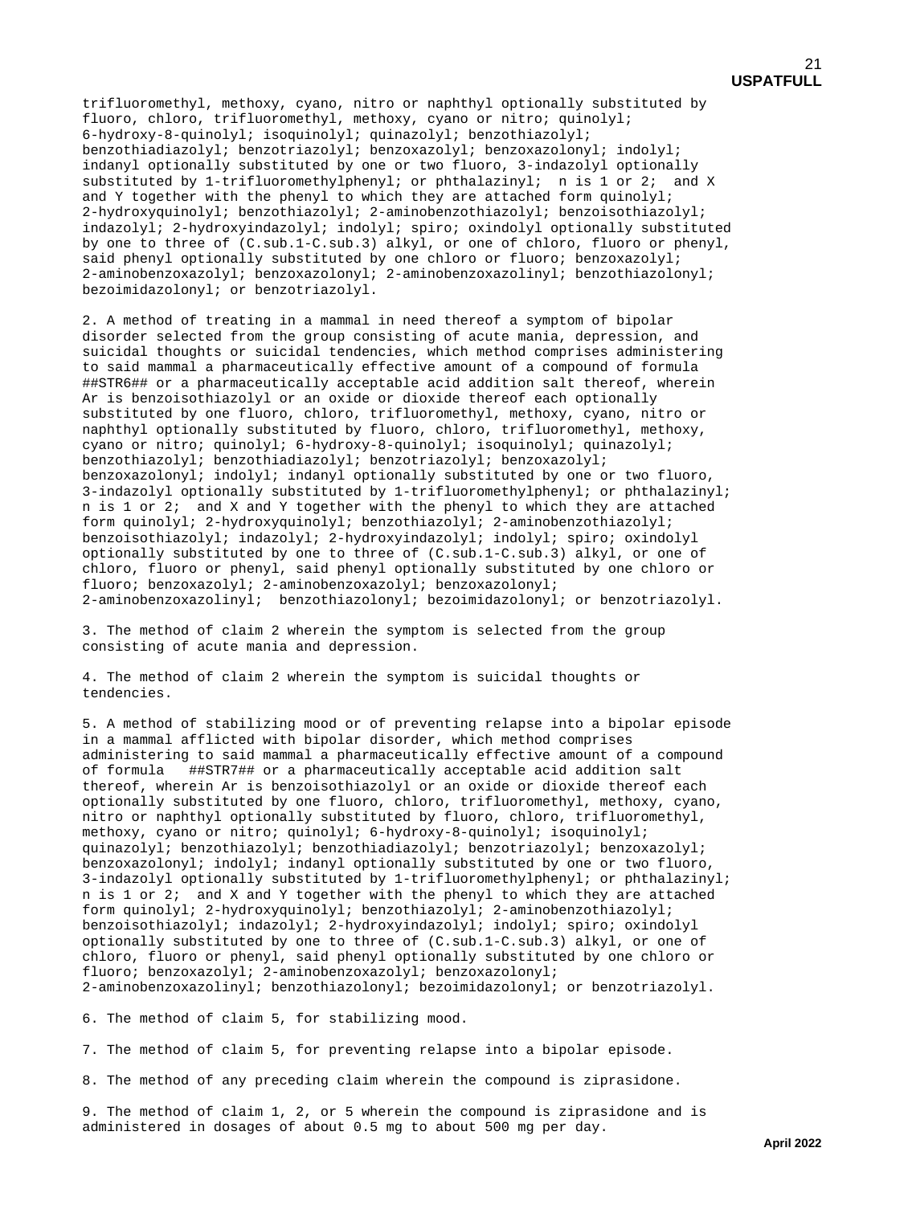trifluoromethyl, methoxy, cyano, nitro or naphthyl optionally substituted by fluoro, chloro, trifluoromethyl, methoxy, cyano or nitro; quinolyl; 6-hydroxy-8-quinolyl; isoquinolyl; quinazolyl; benzothiazolyl; benzothiadiazolyl; benzotriazolyl; benzoxazolyl; benzoxazolonyl; indolyl; indanyl optionally substituted by one or two fluoro, 3-indazolyl optionally substituted by 1-trifluoromethylphenyl; or phthalazinyl; n is 1 or 2; and X and Y together with the phenyl to which they are attached form quinolyl; 2-hydroxyquinolyl; benzothiazolyl; 2-aminobenzothiazolyl; benzoisothiazolyl; indazolyl; 2-hydroxyindazolyl; indolyl; spiro; oxindolyl optionally substituted by one to three of (C.sub.1-C.sub.3) alkyl, or one of chloro, fluoro or phenyl, said phenyl optionally substituted by one chloro or fluoro; benzoxazolyl; 2-aminobenzoxazolyl; benzoxazolonyl; 2-aminobenzoxazolinyl; benzothiazolonyl; bezoimidazolonyl; or benzotriazolyl.

2. A method of treating in a mammal in need thereof a symptom of bipolar disorder selected from the group consisting of acute mania, depression, and suicidal thoughts or suicidal tendencies, which method comprises administering to said mammal a pharmaceutically effective amount of a compound of formula ##STR6## or a pharmaceutically acceptable acid addition salt thereof, wherein Ar is benzoisothiazolyl or an oxide or dioxide thereof each optionally substituted by one fluoro, chloro, trifluoromethyl, methoxy, cyano, nitro or naphthyl optionally substituted by fluoro, chloro, trifluoromethyl, methoxy, cyano or nitro; quinolyl; 6-hydroxy-8-quinolyl; isoquinolyl; quinazolyl; benzothiazolyl; benzothiadiazolyl; benzotriazolyl; benzoxazolyl; benzoxazolonyl; indolyl; indanyl optionally substituted by one or two fluoro, 3-indazolyl optionally substituted by 1-trifluoromethylphenyl; or phthalazinyl; n is 1 or 2; and X and Y together with the phenyl to which they are attached form quinolyl; 2-hydroxyquinolyl; benzothiazolyl; 2-aminobenzothiazolyl; benzoisothiazolyl; indazolyl; 2-hydroxyindazolyl; indolyl; spiro; oxindolyl optionally substituted by one to three of (C.sub.1-C.sub.3) alkyl, or one of chloro, fluoro or phenyl, said phenyl optionally substituted by one chloro or fluoro; benzoxazolyl; 2-aminobenzoxazolyl; benzoxazolonyl; 2-aminobenzoxazolinyl; benzothiazolonyl; bezoimidazolonyl; or benzotriazolyl.

3. The method of claim 2 wherein the symptom is selected from the group consisting of acute mania and depression.

4. The method of claim 2 wherein the symptom is suicidal thoughts or tendencies.

5. A method of stabilizing mood or of preventing relapse into a bipolar episode in a mammal afflicted with bipolar disorder, which method comprises administering to said mammal a pharmaceutically effective amount of a compound of formula ##STR7## or a pharmaceutically acceptable acid addition salt thereof, wherein Ar is benzoisothiazolyl or an oxide or dioxide thereof each optionally substituted by one fluoro, chloro, trifluoromethyl, methoxy, cyano, nitro or naphthyl optionally substituted by fluoro, chloro, trifluoromethyl, methoxy, cyano or nitro; quinolyl; 6-hydroxy-8-quinolyl; isoquinolyl; quinazolyl; benzothiazolyl; benzothiadiazolyl; benzotriazolyl; benzoxazolyl; benzoxazolonyl; indolyl; indanyl optionally substituted by one or two fluoro, 3-indazolyl optionally substituted by 1-trifluoromethylphenyl; or phthalazinyl; n is 1 or 2; and X and Y together with the phenyl to which they are attached form quinolyl; 2-hydroxyquinolyl; benzothiazolyl; 2-aminobenzothiazolyl; benzoisothiazolyl; indazolyl; 2-hydroxyindazolyl; indolyl; spiro; oxindolyl optionally substituted by one to three of (C.sub.1-C.sub.3) alkyl, or one of chloro, fluoro or phenyl, said phenyl optionally substituted by one chloro or fluoro; benzoxazolyl; 2-aminobenzoxazolyl; benzoxazolonyl; 2-aminobenzoxazolinyl; benzothiazolonyl; bezoimidazolonyl; or benzotriazolyl.

6. The method of claim 5, for stabilizing mood.

7. The method of claim 5, for preventing relapse into a bipolar episode.

8. The method of any preceding claim wherein the compound is ziprasidone.

9. The method of claim 1, 2, or 5 wherein the compound is ziprasidone and is administered in dosages of about 0.5 mg to about 500 mg per day.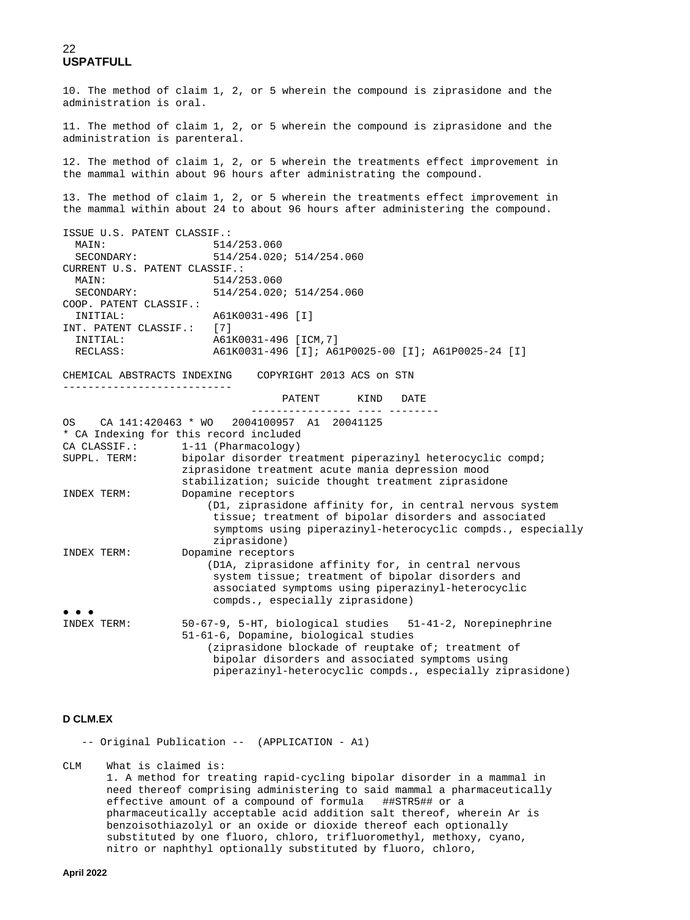10. The method of claim 1, 2, or 5 wherein the compound is ziprasidone and the administration is oral.

11. The method of claim 1, 2, or 5 wherein the compound is ziprasidone and the administration is parenteral.

12. The method of claim 1, 2, or 5 wherein the treatments effect improvement in the mammal within about 96 hours after administrating the compound.

13. The method of claim 1, 2, or 5 wherein the treatments effect improvement in the mammal within about 24 to about 96 hours after administering the compound.

```
ISSUE U.S. PATENT CLASSIF.:
  MAIN:                514/253.060
  SECONDARY:           514/254.020; 514/254.060
CURRENT U.S. PATENT CLASSIF.:
  MAIN:                514/253.060
  SECONDARY:           514/254.020; 514/254.060
COOP. PATENT CLASSIF.:
  INITIAL:             A61K0031-496 [I]
INT. PATENT CLASSIF.:  [7]
  INITIAL:             A61K0031-496 [ICM,7]
  RECLASS:             A61K0031-496 [I]; A61P0025-00 [I]; A61P0025-24 [I]

CHEMICAL ABSTRACTS INDEXING    COPYRIGHT 2013 ACS on STN
---------------------------
                                  PATENT      KIND   DATE
                            ---------------- ---- --------
OS    CA 141:420463 * WO   2004100957  A1  20041125
* CA Indexing for this record included
CA CLASSIF.:       1-11 (Pharmacology)
SUPPL. TERM:       bipolar disorder treatment piperazinyl heterocyclic compd;
                   ziprasidone treatment acute mania depression mood
                   stabilization; suicide thought treatment ziprasidone
INDEX TERM:        Dopamine receptors
                       (D1, ziprasidone affinity for, in central nervous system
                        tissue; treatment of bipolar disorders and associated
                        symptoms using piperazinyl-heterocyclic compds., especially
                        ziprasidone)
INDEX TERM:        Dopamine receptors
                       (D1A, ziprasidone affinity for, in central nervous
                        system tissue; treatment of bipolar disorders and
                        associated symptoms using piperazinyl-heterocyclic
                        compds., especially ziprasidone)
• • •
INDEX TERM:        50-67-9, 5-HT, biological studies   51-41-2, Norepinephrine
                   51-61-6, Dopamine, biological studies
                       (ziprasidone blockade of reuptake of; treatment of
                        bipolar disorders and associated symptoms using
                        piperazinyl-heterocyclic compds., especially ziprasidone)
```

**D CLM.EX**

-- Original Publication -- (APPLICATION - A1)

CLM What is claimed is:
1. A method for treating rapid-cycling bipolar disorder in a mammal in need thereof comprising administering to said mammal a pharmaceutically effective amount of a compound of formula ##STR5## or a pharmaceutically acceptable acid addition salt thereof, wherein Ar is benzoisothiazolyl or an oxide or dioxide thereof each optionally substituted by one fluoro, chloro, trifluoromethyl, methoxy, cyano, nitro or naphthyl optionally substituted by fluoro, chloro,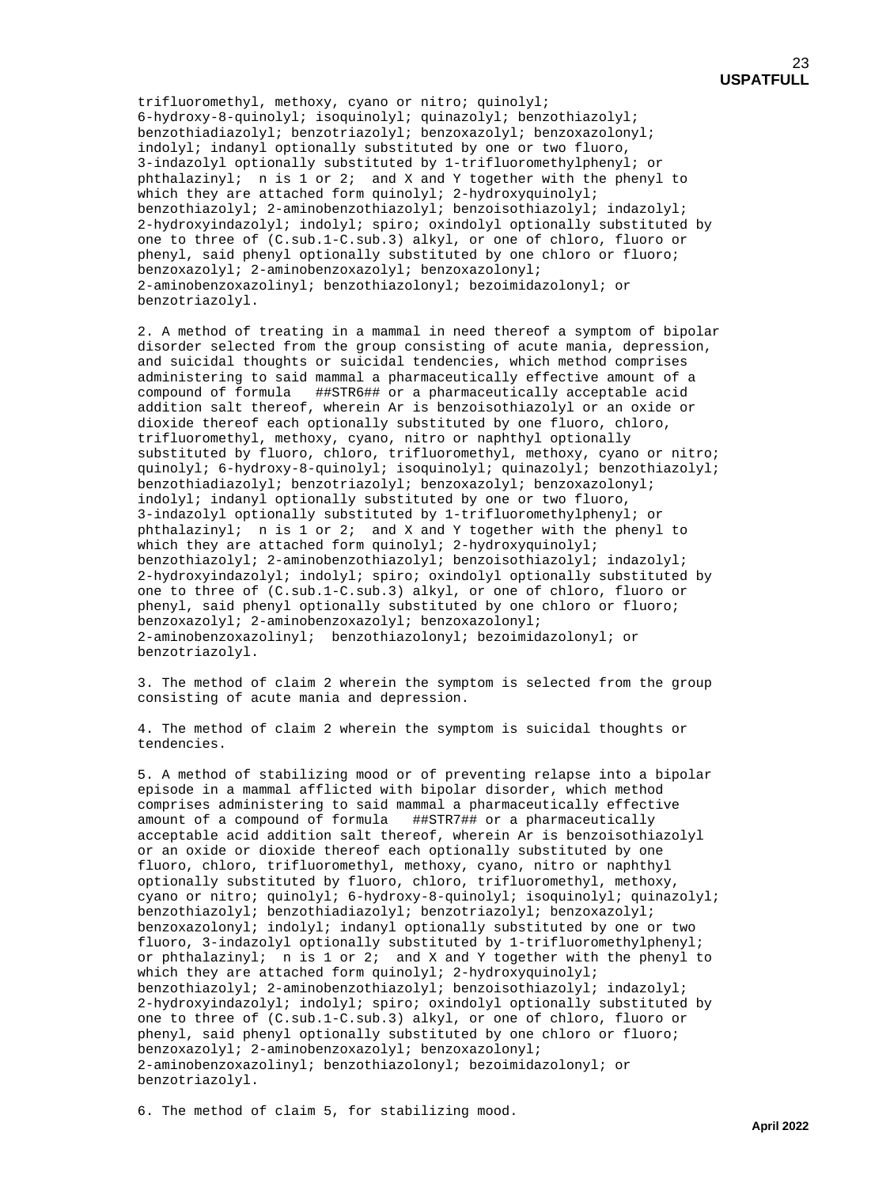trifluoromethyl, methoxy, cyano or nitro; quinolyl; 6-hydroxy-8-quinolyl; isoquinolyl; quinazolyl; benzothiazolyl; benzothiadiazolyl; benzotriazolyl; benzoxazolyl; benzoxazolonyl; indolyl; indanyl optionally substituted by one or two fluoro, 3-indazolyl optionally substituted by 1-trifluoromethylphenyl; or phthalazinyl; n is 1 or 2; and X and Y together with the phenyl to which they are attached form quinolyl; 2-hydroxyquinolyl; benzothiazolyl; 2-aminobenzothiazolyl; benzoisothiazolyl; indazolyl; 2-hydroxyindazolyl; indolyl; spiro; oxindolyl optionally substituted by one to three of ($C_1$-$C_3$) alkyl, or one of chloro, fluoro or phenyl, said phenyl optionally substituted by one chloro or fluoro; benzoxazolyl; 2-aminobenzoxazolyl; benzoxazolonyl; 2-aminobenzoxazolinyl; benzothiazolonyl; bezoimidazolonyl; or benzotriazolyl.

2. A method of treating in a mammal in need thereof a symptom of bipolar disorder selected from the group consisting of acute mania, depression, and suicidal thoughts or suicidal tendencies, which method comprises administering to said mammal a pharmaceutically effective amount of a compound of formula ##STR6## or a pharmaceutically acceptable acid addition salt thereof, wherein Ar is benzoisothiazolyl or an oxide or dioxide thereof each optionally substituted by one fluoro, chloro, trifluoromethyl, methoxy, cyano, nitro or naphthyl optionally substituted by fluoro, chloro, trifluoromethyl, methoxy, cyano or nitro; quinolyl; 6-hydroxy-8-quinolyl; isoquinolyl; quinazolyl; benzothiazolyl; benzothiadiazolyl; benzotriazolyl; benzoxazolyl; benzoxazolonyl; indolyl; indanyl optionally substituted by one or two fluoro, 3-indazolyl optionally substituted by 1-trifluoromethylphenyl; or phthalazinyl; n is 1 or 2; and X and Y together with the phenyl to which they are attached form quinolyl; 2-hydroxyquinolyl; benzothiazolyl; 2-aminobenzothiazolyl; benzoisothiazolyl; indazolyl; 2-hydroxyindazolyl; indolyl; spiro; oxindolyl optionally substituted by one to three of ($C_1$-$C_3$) alkyl, or one of chloro, fluoro or phenyl, said phenyl optionally substituted by one chloro or fluoro; benzoxazolyl; 2-aminobenzoxazolyl; benzoxazolonyl; 2-aminobenzoxazolinyl; benzothiazolonyl; bezoimidazolonyl; or benzotriazolyl.

3. The method of claim 2 wherein the symptom is selected from the group consisting of acute mania and depression.

4. The method of claim 2 wherein the symptom is suicidal thoughts or tendencies.

5. A method of stabilizing mood or of preventing relapse into a bipolar episode in a mammal afflicted with bipolar disorder, which method comprises administering to said mammal a pharmaceutically effective amount of a compound of formula ##STR7## or a pharmaceutically acceptable acid addition salt thereof, wherein Ar is benzoisothiazolyl or an oxide or dioxide thereof each optionally substituted by one fluoro, chloro, trifluoromethyl, methoxy, cyano, nitro or naphthyl optionally substituted by fluoro, chloro, trifluoromethyl, methoxy, cyano or nitro; quinolyl; 6-hydroxy-8-quinolyl; isoquinolyl; quinazolyl; benzothiazolyl; benzothiadiazolyl; benzotriazolyl; benzoxazolyl; benzoxazolonyl; indolyl; indanyl optionally substituted by one or two fluoro, 3-indazolyl optionally substituted by 1-trifluoromethylphenyl; or phthalazinyl; n is 1 or 2; and X and Y together with the phenyl to which they are attached form quinolyl; 2-hydroxyquinolyl; benzothiazolyl; 2-aminobenzothiazolyl; benzoisothiazolyl; indazolyl; 2-hydroxyindazolyl; indolyl; spiro; oxindolyl optionally substituted by one to three of ($C_1$-$C_3$) alkyl, or one of chloro, fluoro or phenyl, said phenyl optionally substituted by one chloro or fluoro; benzoxazolyl; 2-aminobenzoxazolyl; benzoxazolonyl; 2-aminobenzoxazolinyl; benzothiazolonyl; bezoimidazolonyl; or benzotriazolyl.

6. The method of claim 5, for stabilizing mood.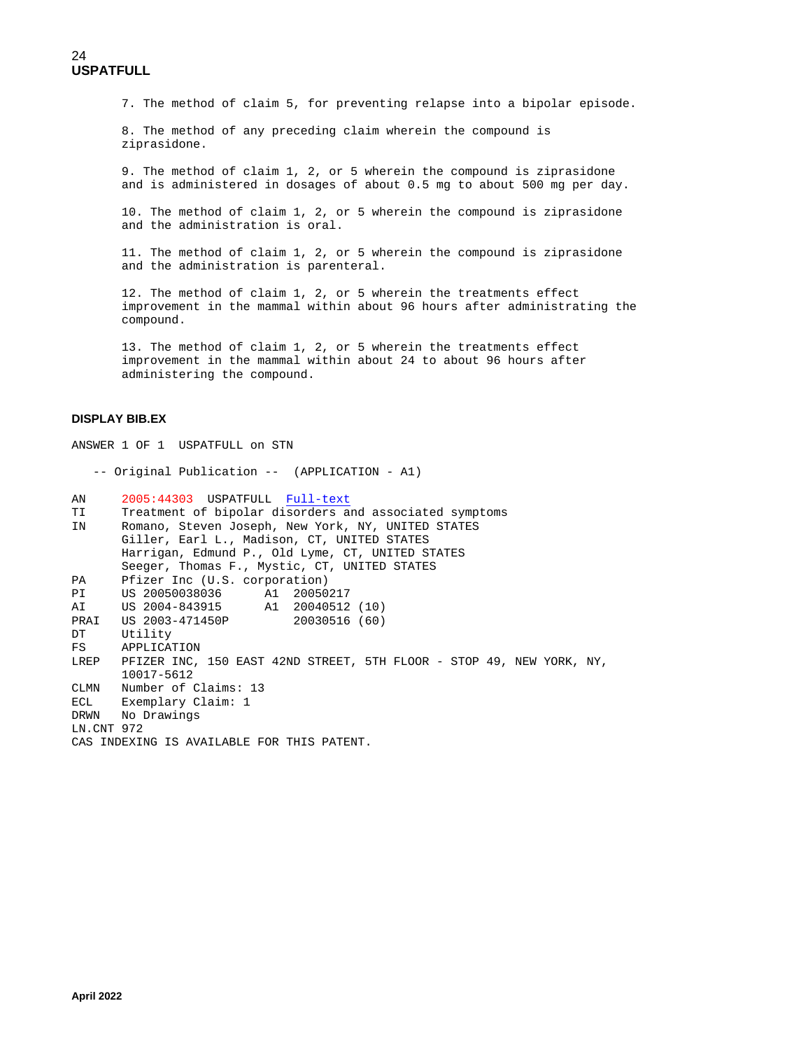7. The method of claim 5, for preventing relapse into a bipolar episode.

8. The method of any preceding claim wherein the compound is ziprasidone.

9. The method of claim 1, 2, or 5 wherein the compound is ziprasidone and is administered in dosages of about 0.5 mg to about 500 mg per day.

10. The method of claim 1, 2, or 5 wherein the compound is ziprasidone and the administration is oral.

11. The method of claim 1, 2, or 5 wherein the compound is ziprasidone and the administration is parenteral.

12. The method of claim 1, 2, or 5 wherein the treatments effect improvement in the mammal within about 96 hours after administrating the compound.

13. The method of claim 1, 2, or 5 wherein the treatments effect improvement in the mammal within about 24 to about 96 hours after administering the compound.

**DISPLAY BIB.EX**

```
ANSWER 1 OF 1  USPATFULL on STN

   -- Original Publication --  (APPLICATION - A1)

AN      2005:44303  USPATFULL  Full-text
TI      Treatment of bipolar disorders and associated symptoms
IN      Romano, Steven Joseph, New York, NY, UNITED STATES
        Giller, Earl L., Madison, CT, UNITED STATES
        Harrigan, Edmund P., Old Lyme, CT, UNITED STATES
        Seeger, Thomas F., Mystic, CT, UNITED STATES
PA      Pfizer Inc (U.S. corporation)
PI      US 20050038036      A1  20050217
AI      US 2004-843915      A1  20040512 (10)
PRAI    US 2003-471450P         20030516 (60)
DT      Utility
FS      APPLICATION
LREP    PFIZER INC, 150 EAST 42ND STREET, 5TH FLOOR - STOP 49, NEW YORK, NY,
        10017-5612
CLMN    Number of Claims: 13
ECL     Exemplary Claim: 1
DRWN    No Drawings
LN.CNT 972
CAS INDEXING IS AVAILABLE FOR THIS PATENT.
```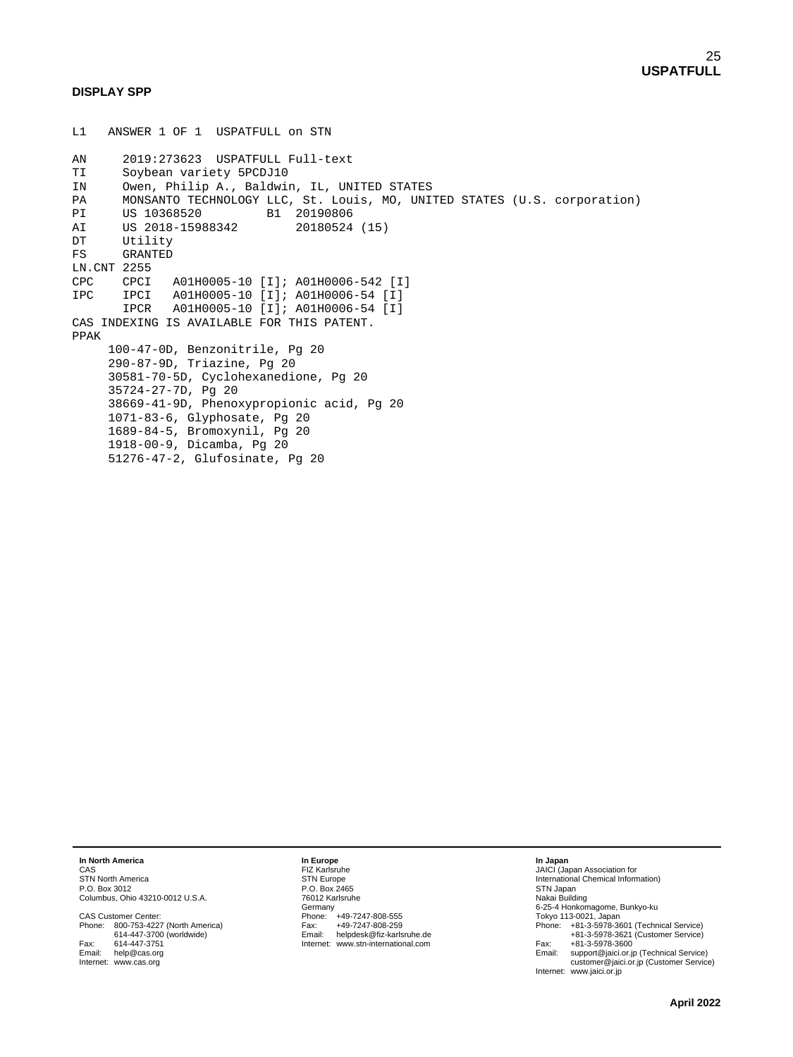**DISPLAY SPP**

```
L1   ANSWER 1 OF 1  USPATFULL on STN

AN      2019:273623  USPATFULL Full-text
TI      Soybean variety 5PCDJ10
IN      Owen, Philip A., Baldwin, IL, UNITED STATES
PA      MONSANTO TECHNOLOGY LLC, St. Louis, MO, UNITED STATES (U.S. corporation)
PI      US 10368520         B1  20190806
AI      US 2018-15988342        20180524 (15)
DT      Utility
FS      GRANTED
LN.CNT 2255
CPC     CPCI   A01H0005-10 [I]; A01H0006-542 [I]
IPC     IPCI   A01H0005-10 [I]; A01H0006-54 [I]
        IPCR   A01H0005-10 [I]; A01H0006-54 [I]
CAS INDEXING IS AVAILABLE FOR THIS PATENT.
PPAK
     100-47-0D, Benzonitrile, Pg 20
     290-87-9D, Triazine, Pg 20
     30581-70-5D, Cyclohexanedione, Pg 20
     35724-27-7D, Pg 20
     38669-41-9D, Phenoxypropionic acid, Pg 20
     1071-83-6, Glyphosate, Pg 20
     1689-84-5, Bromoxynil, Pg 20
     1918-00-9, Dicamba, Pg 20
     51276-47-2, Glufosinate, Pg 20
```

**In North America**
CAS
STN North America
P.O. Box 3012
Columbus, Ohio 43210-0012 U.S.A.

CAS Customer Center:
Phone: 800-753-4227 (North America)
614-447-3700 (worldwide)
Fax: 614-447-3751
Email: help@cas.org
Internet: www.cas.org

**In Europe**
FIZ Karlsruhe
STN Europe
P.O. Box 2465
76012 Karlsruhe
Germany
Phone: +49-7247-808-555
Fax: +49-7247-808-259
Email: helpdesk@fiz-karlsruhe.de
Internet: www.stn-international.com

**In Japan**
JAICI (Japan Association for International Chemical Information)
STN Japan
Nakai Building
6-25-4 Honkomagome, Bunkyo-ku
Tokyo 113-0021, Japan
Phone: +81-3-5978-3601 (Technical Service)
+81-3-5978-3621 (Customer Service)
Fax: +81-3-5978-3600
Email: support@jaici.or.jp (Technical Service)
customer@jaici.or.jp (Customer Service)
Internet: www.jaici.or.jp